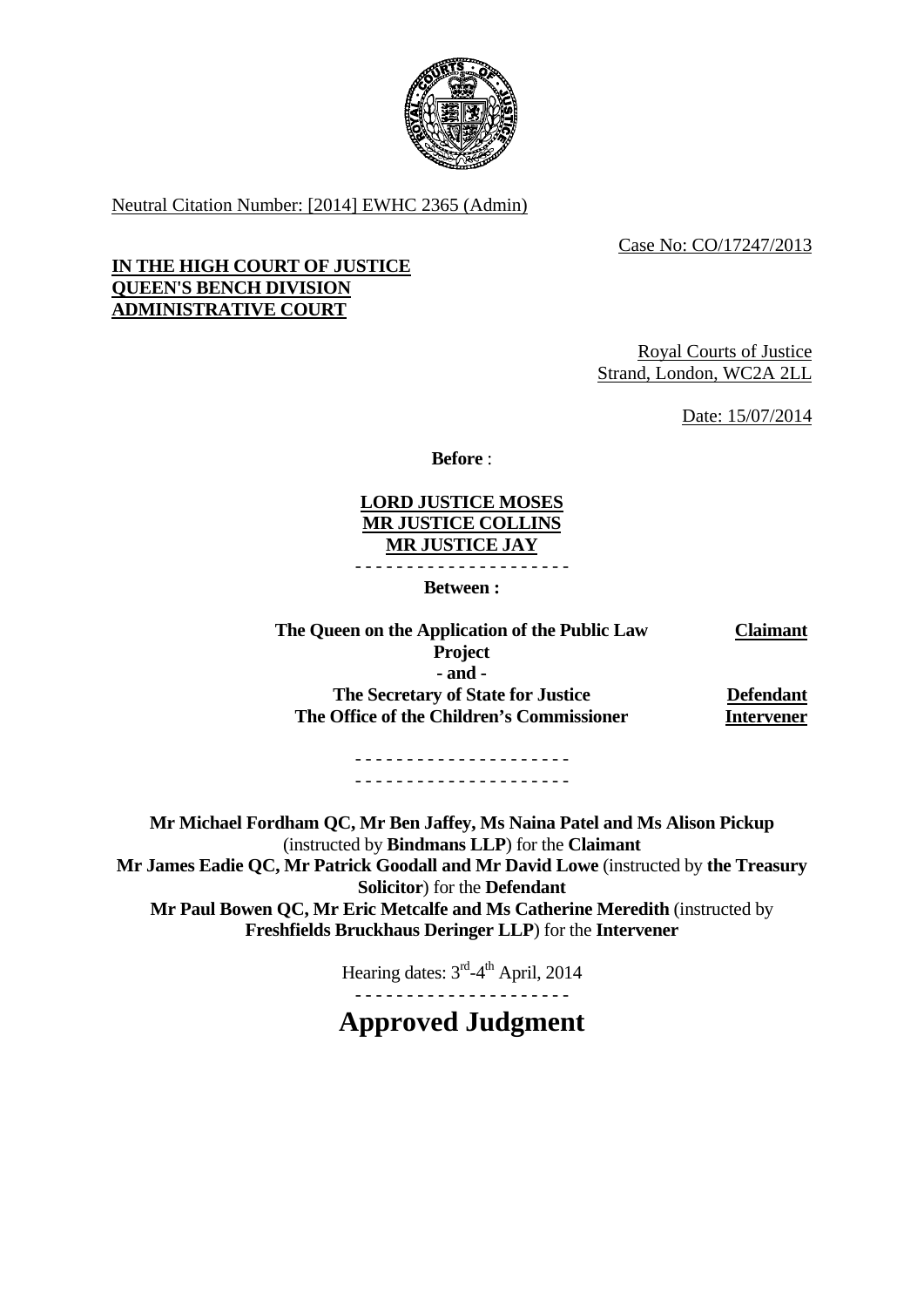Neutral Citation Number: [2014] EWHC 2365 (Admin)

Case No: CO/17247/2013

**IN THE HIGH COURT OF JUSTICE**
**QUEEN'S BENCH DIVISION**
**ADMINISTRATIVE COURT**

Royal Courts of Justice
Strand, London, WC2A 2LL

Date: 15/07/2014

**Before** :

**LORD JUSTICE MOSES**
**MR JUSTICE COLLINS**
**MR JUSTICE JAY**

- - - - - - - - - - - - - - - - - - - - -

**Between :**

| | |
|---|---|
| **The Queen on the Application of the Public Law Project** | **Claimant** |
| **- and -** | |
| **The Secretary of State for Justice** | **Defendant** |
| **The Office of the Children's Commissioner** | **Intervener** |

- - - - - - - - - - - - - - - - - - - - -
- - - - - - - - - - - - - - - - - - - - -

**Mr Michael Fordham QC, Mr Ben Jaffey, Ms Naina Patel and Ms Alison Pickup** (instructed by **Bindmans LLP**) for the **Claimant**
**Mr James Eadie QC, Mr Patrick Goodall and Mr David Lowe** (instructed by **the Treasury Solicitor**) for the **Defendant**
**Mr Paul Bowen QC, Mr Eric Metcalfe and Ms Catherine Meredith** (instructed by **Freshfields Bruckhaus Deringer LLP**) for the **Intervener**

Hearing dates: 3rd-4th April, 2014

- - - - - - - - - - - - - - - - - - - - -

# Approved Judgment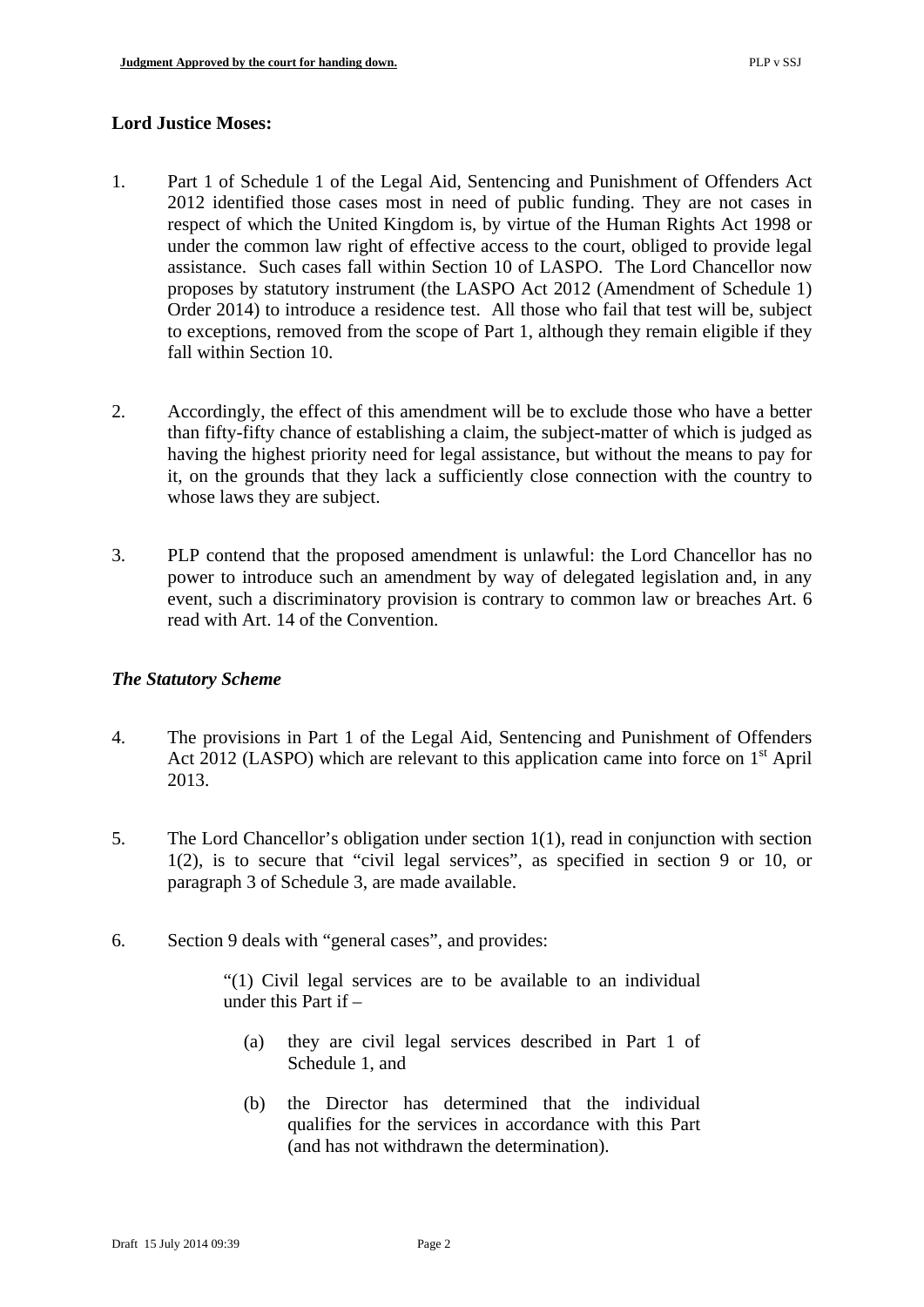**Lord Justice Moses:**

1. Part 1 of Schedule 1 of the Legal Aid, Sentencing and Punishment of Offenders Act 2012 identified those cases most in need of public funding. They are not cases in respect of which the United Kingdom is, by virtue of the Human Rights Act 1998 or under the common law right of effective access to the court, obliged to provide legal assistance. Such cases fall within Section 10 of LASPO. The Lord Chancellor now proposes by statutory instrument (the LASPO Act 2012 (Amendment of Schedule 1) Order 2014) to introduce a residence test. All those who fail that test will be, subject to exceptions, removed from the scope of Part 1, although they remain eligible if they fall within Section 10.

2. Accordingly, the effect of this amendment will be to exclude those who have a better than fifty-fifty chance of establishing a claim, the subject-matter of which is judged as having the highest priority need for legal assistance, but without the means to pay for it, on the grounds that they lack a sufficiently close connection with the country to whose laws they are subject.

3. PLP contend that the proposed amendment is unlawful: the Lord Chancellor has no power to introduce such an amendment by way of delegated legislation and, in any event, such a discriminatory provision is contrary to common law or breaches Art. 6 read with Art. 14 of the Convention.

***The Statutory Scheme***

4. The provisions in Part 1 of the Legal Aid, Sentencing and Punishment of Offenders Act 2012 (LASPO) which are relevant to this application came into force on 1st April 2013.

5. The Lord Chancellor's obligation under section 1(1), read in conjunction with section 1(2), is to secure that "civil legal services", as specified in section 9 or 10, or paragraph 3 of Schedule 3, are made available.

6. Section 9 deals with "general cases", and provides:

> "(1) Civil legal services are to be available to an individual under this Part if –
>
> (a) they are civil legal services described in Part 1 of Schedule 1, and
>
> (b) the Director has determined that the individual qualifies for the services in accordance with this Part (and has not withdrawn the determination).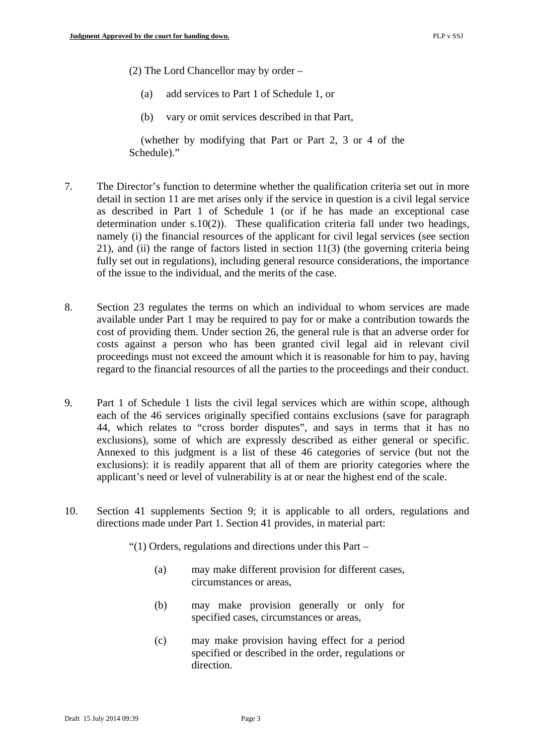(2) The Lord Chancellor may by order –

(a) add services to Part 1 of Schedule 1, or

(b) vary or omit services described in that Part,

(whether by modifying that Part or Part 2, 3 or 4 of the Schedule)."

7. The Director's function to determine whether the qualification criteria set out in more detail in section 11 are met arises only if the service in question is a civil legal service as described in Part 1 of Schedule 1 (or if he has made an exceptional case determination under s.10(2)). These qualification criteria fall under two headings, namely (i) the financial resources of the applicant for civil legal services (see section 21), and (ii) the range of factors listed in section 11(3) (the governing criteria being fully set out in regulations), including general resource considerations, the importance of the issue to the individual, and the merits of the case.

8. Section 23 regulates the terms on which an individual to whom services are made available under Part 1 may be required to pay for or make a contribution towards the cost of providing them. Under section 26, the general rule is that an adverse order for costs against a person who has been granted civil legal aid in relevant civil proceedings must not exceed the amount which it is reasonable for him to pay, having regard to the financial resources of all the parties to the proceedings and their conduct.

9. Part 1 of Schedule 1 lists the civil legal services which are within scope, although each of the 46 services originally specified contains exclusions (save for paragraph 44, which relates to "cross border disputes", and says in terms that it has no exclusions), some of which are expressly described as either general or specific. Annexed to this judgment is a list of these 46 categories of service (but not the exclusions): it is readily apparent that all of them are priority categories where the applicant's need or level of vulnerability is at or near the highest end of the scale.

10. Section 41 supplements Section 9; it is applicable to all orders, regulations and directions made under Part 1. Section 41 provides, in material part:

"(1) Orders, regulations and directions under this Part –

(a) may make different provision for different cases, circumstances or areas,

(b) may make provision generally or only for specified cases, circumstances or areas,

(c) may make provision having effect for a period specified or described in the order, regulations or direction.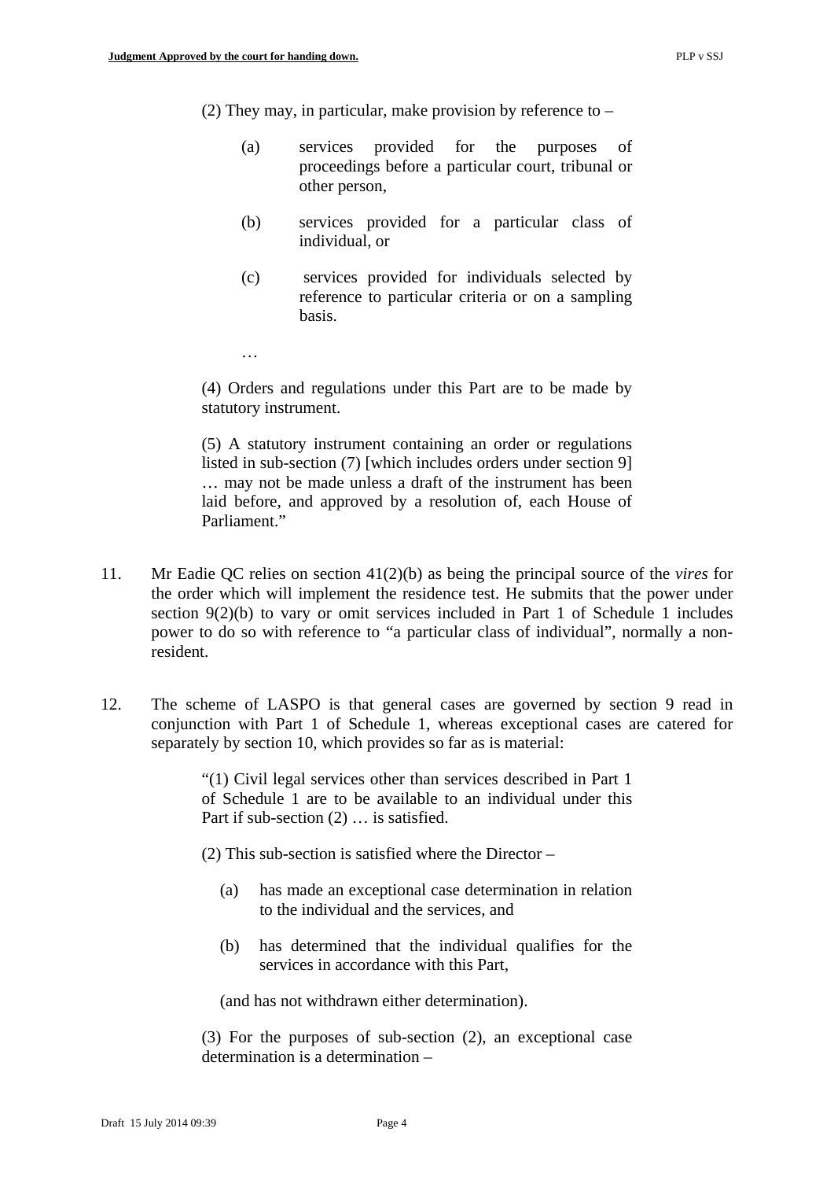> (2) They may, in particular, make provision by reference to –
>
> (a) services provided for the purposes of proceedings before a particular court, tribunal or other person,
>
> (b) services provided for a particular class of individual, or
>
> (c) services provided for individuals selected by reference to particular criteria or on a sampling basis.
>
> …
>
> (4) Orders and regulations under this Part are to be made by statutory instrument.
>
> (5) A statutory instrument containing an order or regulations listed in sub-section (7) [which includes orders under section 9] … may not be made unless a draft of the instrument has been laid before, and approved by a resolution of, each House of Parliament."

11. Mr Eadie QC relies on section 41(2)(b) as being the principal source of the *vires* for the order which will implement the residence test. He submits that the power under section 9(2)(b) to vary or omit services included in Part 1 of Schedule 1 includes power to do so with reference to "a particular class of individual", normally a non-resident.

12. The scheme of LASPO is that general cases are governed by section 9 read in conjunction with Part 1 of Schedule 1, whereas exceptional cases are catered for separately by section 10, which provides so far as is material:

> "(1) Civil legal services other than services described in Part 1 of Schedule 1 are to be available to an individual under this Part if sub-section (2) … is satisfied.
>
> (2) This sub-section is satisfied where the Director –
>
> (a) has made an exceptional case determination in relation to the individual and the services, and
>
> (b) has determined that the individual qualifies for the services in accordance with this Part,
>
> (and has not withdrawn either determination).
>
> (3) For the purposes of sub-section (2), an exceptional case determination is a determination –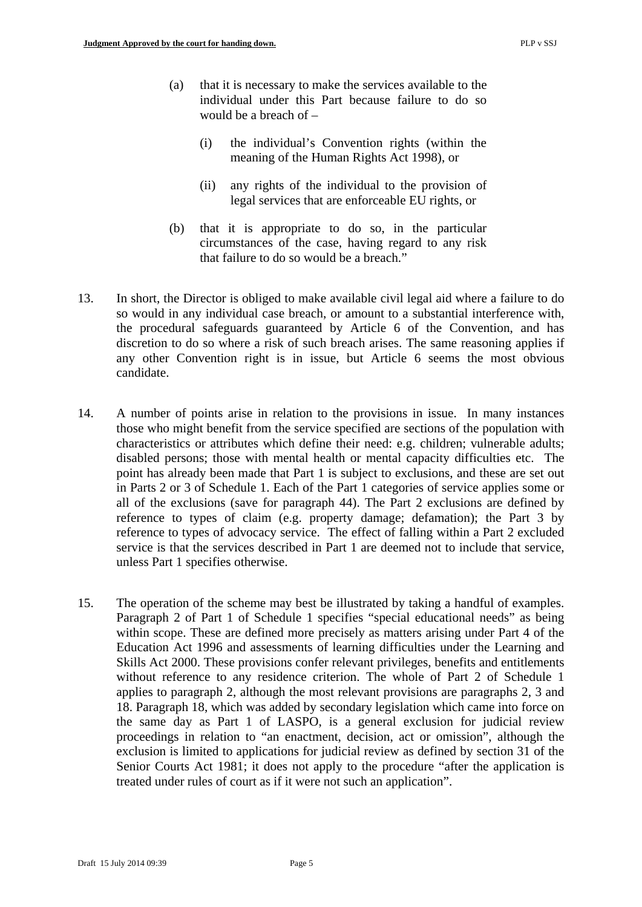(a) that it is necessary to make the services available to the individual under this Part because failure to do so would be a breach of –

   (i) the individual's Convention rights (within the meaning of the Human Rights Act 1998), or

   (ii) any rights of the individual to the provision of legal services that are enforceable EU rights, or

(b) that it is appropriate to do so, in the particular circumstances of the case, having regard to any risk that failure to do so would be a breach."

13. In short, the Director is obliged to make available civil legal aid where a failure to do so would in any individual case breach, or amount to a substantial interference with, the procedural safeguards guaranteed by Article 6 of the Convention, and has discretion to do so where a risk of such breach arises. The same reasoning applies if any other Convention right is in issue, but Article 6 seems the most obvious candidate.

14. A number of points arise in relation to the provisions in issue. In many instances those who might benefit from the service specified are sections of the population with characteristics or attributes which define their need: e.g. children; vulnerable adults; disabled persons; those with mental health or mental capacity difficulties etc. The point has already been made that Part 1 is subject to exclusions, and these are set out in Parts 2 or 3 of Schedule 1. Each of the Part 1 categories of service applies some or all of the exclusions (save for paragraph 44). The Part 2 exclusions are defined by reference to types of claim (e.g. property damage; defamation); the Part 3 by reference to types of advocacy service. The effect of falling within a Part 2 excluded service is that the services described in Part 1 are deemed not to include that service, unless Part 1 specifies otherwise.

15. The operation of the scheme may best be illustrated by taking a handful of examples. Paragraph 2 of Part 1 of Schedule 1 specifies "special educational needs" as being within scope. These are defined more precisely as matters arising under Part 4 of the Education Act 1996 and assessments of learning difficulties under the Learning and Skills Act 2000. These provisions confer relevant privileges, benefits and entitlements without reference to any residence criterion. The whole of Part 2 of Schedule 1 applies to paragraph 2, although the most relevant provisions are paragraphs 2, 3 and 18. Paragraph 18, which was added by secondary legislation which came into force on the same day as Part 1 of LASPO, is a general exclusion for judicial review proceedings in relation to "an enactment, decision, act or omission", although the exclusion is limited to applications for judicial review as defined by section 31 of the Senior Courts Act 1981; it does not apply to the procedure "after the application is treated under rules of court as if it were not such an application".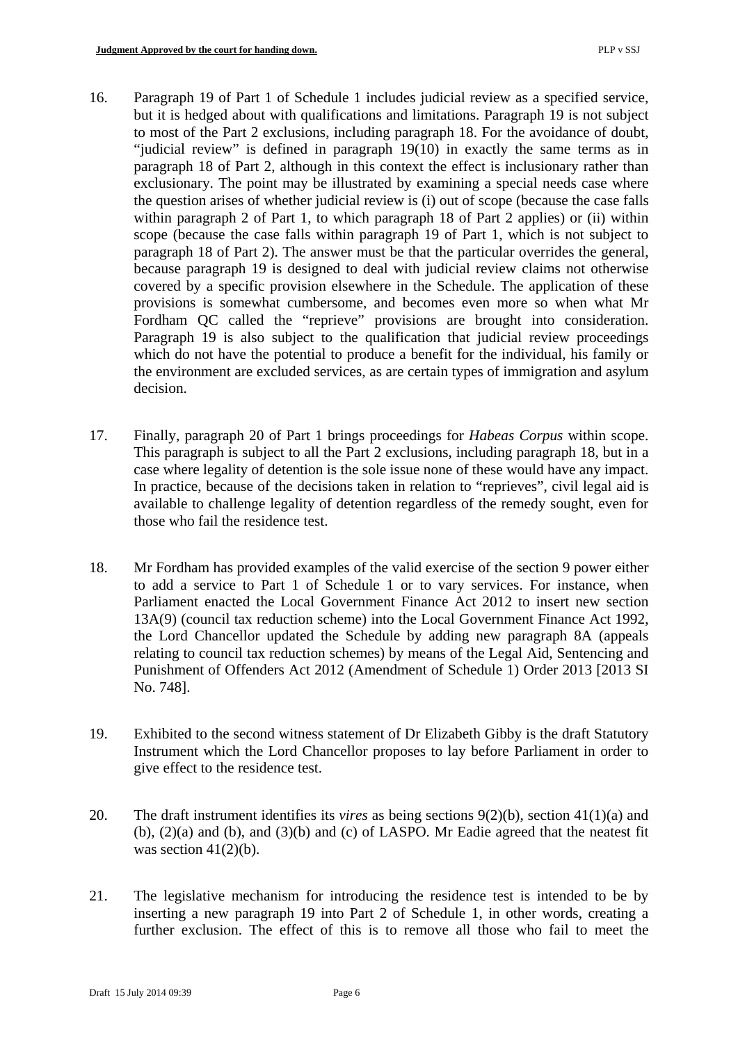16. Paragraph 19 of Part 1 of Schedule 1 includes judicial review as a specified service, but it is hedged about with qualifications and limitations. Paragraph 19 is not subject to most of the Part 2 exclusions, including paragraph 18. For the avoidance of doubt, "judicial review" is defined in paragraph 19(10) in exactly the same terms as in paragraph 18 of Part 2, although in this context the effect is inclusionary rather than exclusionary. The point may be illustrated by examining a special needs case where the question arises of whether judicial review is (i) out of scope (because the case falls within paragraph 2 of Part 1, to which paragraph 18 of Part 2 applies) or (ii) within scope (because the case falls within paragraph 19 of Part 1, which is not subject to paragraph 18 of Part 2). The answer must be that the particular overrides the general, because paragraph 19 is designed to deal with judicial review claims not otherwise covered by a specific provision elsewhere in the Schedule. The application of these provisions is somewhat cumbersome, and becomes even more so when what Mr Fordham QC called the "reprieve" provisions are brought into consideration. Paragraph 19 is also subject to the qualification that judicial review proceedings which do not have the potential to produce a benefit for the individual, his family or the environment are excluded services, as are certain types of immigration and asylum decision.

17. Finally, paragraph 20 of Part 1 brings proceedings for *Habeas Corpus* within scope. This paragraph is subject to all the Part 2 exclusions, including paragraph 18, but in a case where legality of detention is the sole issue none of these would have any impact. In practice, because of the decisions taken in relation to "reprieves", civil legal aid is available to challenge legality of detention regardless of the remedy sought, even for those who fail the residence test.

18. Mr Fordham has provided examples of the valid exercise of the section 9 power either to add a service to Part 1 of Schedule 1 or to vary services. For instance, when Parliament enacted the Local Government Finance Act 2012 to insert new section 13A(9) (council tax reduction scheme) into the Local Government Finance Act 1992, the Lord Chancellor updated the Schedule by adding new paragraph 8A (appeals relating to council tax reduction schemes) by means of the Legal Aid, Sentencing and Punishment of Offenders Act 2012 (Amendment of Schedule 1) Order 2013 [2013 SI No. 748].

19. Exhibited to the second witness statement of Dr Elizabeth Gibby is the draft Statutory Instrument which the Lord Chancellor proposes to lay before Parliament in order to give effect to the residence test.

20. The draft instrument identifies its *vires* as being sections 9(2)(b), section 41(1)(a) and (b), (2)(a) and (b), and (3)(b) and (c) of LASPO. Mr Eadie agreed that the neatest fit was section 41(2)(b).

21. The legislative mechanism for introducing the residence test is intended to be by inserting a new paragraph 19 into Part 2 of Schedule 1, in other words, creating a further exclusion. The effect of this is to remove all those who fail to meet the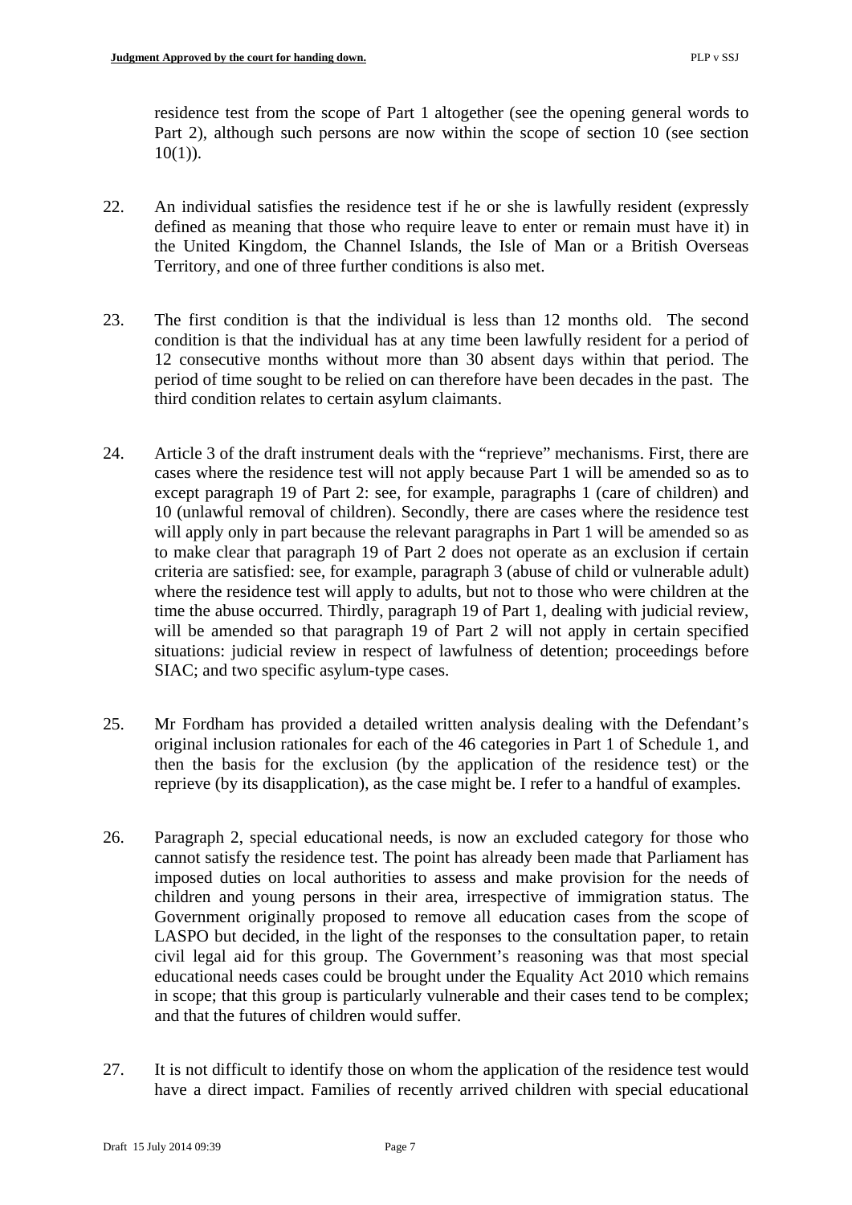residence test from the scope of Part 1 altogether (see the opening general words to Part 2), although such persons are now within the scope of section 10 (see section 10(1)).

22. An individual satisfies the residence test if he or she is lawfully resident (expressly defined as meaning that those who require leave to enter or remain must have it) in the United Kingdom, the Channel Islands, the Isle of Man or a British Overseas Territory, and one of three further conditions is also met.

23. The first condition is that the individual is less than 12 months old. The second condition is that the individual has at any time been lawfully resident for a period of 12 consecutive months without more than 30 absent days within that period. The period of time sought to be relied on can therefore have been decades in the past. The third condition relates to certain asylum claimants.

24. Article 3 of the draft instrument deals with the "reprieve" mechanisms. First, there are cases where the residence test will not apply because Part 1 will be amended so as to except paragraph 19 of Part 2: see, for example, paragraphs 1 (care of children) and 10 (unlawful removal of children). Secondly, there are cases where the residence test will apply only in part because the relevant paragraphs in Part 1 will be amended so as to make clear that paragraph 19 of Part 2 does not operate as an exclusion if certain criteria are satisfied: see, for example, paragraph 3 (abuse of child or vulnerable adult) where the residence test will apply to adults, but not to those who were children at the time the abuse occurred. Thirdly, paragraph 19 of Part 1, dealing with judicial review, will be amended so that paragraph 19 of Part 2 will not apply in certain specified situations: judicial review in respect of lawfulness of detention; proceedings before SIAC; and two specific asylum-type cases.

25. Mr Fordham has provided a detailed written analysis dealing with the Defendant's original inclusion rationales for each of the 46 categories in Part 1 of Schedule 1, and then the basis for the exclusion (by the application of the residence test) or the reprieve (by its disapplication), as the case might be. I refer to a handful of examples.

26. Paragraph 2, special educational needs, is now an excluded category for those who cannot satisfy the residence test. The point has already been made that Parliament has imposed duties on local authorities to assess and make provision for the needs of children and young persons in their area, irrespective of immigration status. The Government originally proposed to remove all education cases from the scope of LASPO but decided, in the light of the responses to the consultation paper, to retain civil legal aid for this group. The Government's reasoning was that most special educational needs cases could be brought under the Equality Act 2010 which remains in scope; that this group is particularly vulnerable and their cases tend to be complex; and that the futures of children would suffer.

27. It is not difficult to identify those on whom the application of the residence test would have a direct impact. Families of recently arrived children with special educational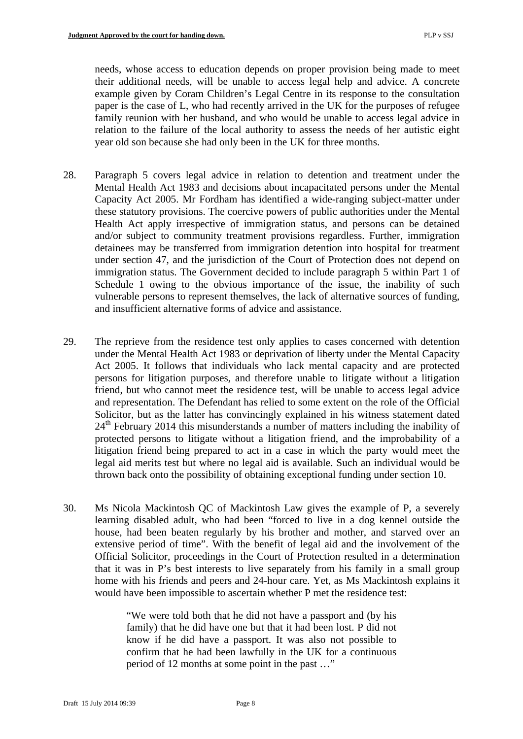needs, whose access to education depends on proper provision being made to meet their additional needs, will be unable to access legal help and advice. A concrete example given by Coram Children's Legal Centre in its response to the consultation paper is the case of L, who had recently arrived in the UK for the purposes of refugee family reunion with her husband, and who would be unable to access legal advice in relation to the failure of the local authority to assess the needs of her autistic eight year old son because she had only been in the UK for three months.

28. Paragraph 5 covers legal advice in relation to detention and treatment under the Mental Health Act 1983 and decisions about incapacitated persons under the Mental Capacity Act 2005. Mr Fordham has identified a wide-ranging subject-matter under these statutory provisions. The coercive powers of public authorities under the Mental Health Act apply irrespective of immigration status, and persons can be detained and/or subject to community treatment provisions regardless. Further, immigration detainees may be transferred from immigration detention into hospital for treatment under section 47, and the jurisdiction of the Court of Protection does not depend on immigration status. The Government decided to include paragraph 5 within Part 1 of Schedule 1 owing to the obvious importance of the issue, the inability of such vulnerable persons to represent themselves, the lack of alternative sources of funding, and insufficient alternative forms of advice and assistance.

29. The reprieve from the residence test only applies to cases concerned with detention under the Mental Health Act 1983 or deprivation of liberty under the Mental Capacity Act 2005. It follows that individuals who lack mental capacity and are protected persons for litigation purposes, and therefore unable to litigate without a litigation friend, but who cannot meet the residence test, will be unable to access legal advice and representation. The Defendant has relied to some extent on the role of the Official Solicitor, but as the latter has convincingly explained in his witness statement dated 24th February 2014 this misunderstands a number of matters including the inability of protected persons to litigate without a litigation friend, and the improbability of a litigation friend being prepared to act in a case in which the party would meet the legal aid merits test but where no legal aid is available. Such an individual would be thrown back onto the possibility of obtaining exceptional funding under section 10.

30. Ms Nicola Mackintosh QC of Mackintosh Law gives the example of P, a severely learning disabled adult, who had been "forced to live in a dog kennel outside the house, had been beaten regularly by his brother and mother, and starved over an extensive period of time". With the benefit of legal aid and the involvement of the Official Solicitor, proceedings in the Court of Protection resulted in a determination that it was in P's best interests to live separately from his family in a small group home with his friends and peers and 24-hour care. Yet, as Ms Mackintosh explains it would have been impossible to ascertain whether P met the residence test:

> "We were told both that he did not have a passport and (by his family) that he did have one but that it had been lost. P did not know if he did have a passport. It was also not possible to confirm that he had been lawfully in the UK for a continuous period of 12 months at some point in the past …"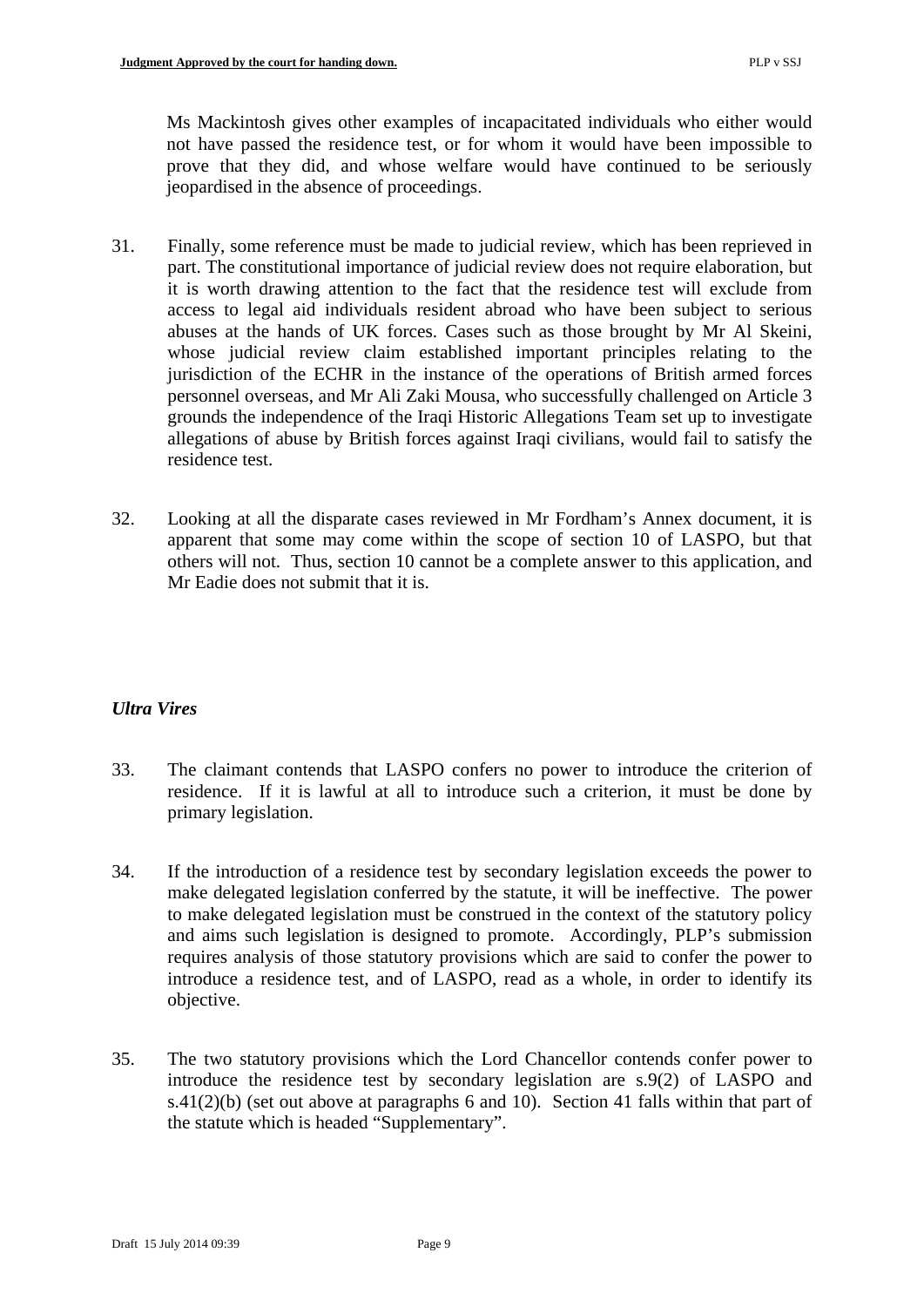Ms Mackintosh gives other examples of incapacitated individuals who either would not have passed the residence test, or for whom it would have been impossible to prove that they did, and whose welfare would have continued to be seriously jeopardised in the absence of proceedings.

31. Finally, some reference must be made to judicial review, which has been reprieved in part. The constitutional importance of judicial review does not require elaboration, but it is worth drawing attention to the fact that the residence test will exclude from access to legal aid individuals resident abroad who have been subject to serious abuses at the hands of UK forces. Cases such as those brought by Mr Al Skeini, whose judicial review claim established important principles relating to the jurisdiction of the ECHR in the instance of the operations of British armed forces personnel overseas, and Mr Ali Zaki Mousa, who successfully challenged on Article 3 grounds the independence of the Iraqi Historic Allegations Team set up to investigate allegations of abuse by British forces against Iraqi civilians, would fail to satisfy the residence test.

32. Looking at all the disparate cases reviewed in Mr Fordham's Annex document, it is apparent that some may come within the scope of section 10 of LASPO, but that others will not. Thus, section 10 cannot be a complete answer to this application, and Mr Eadie does not submit that it is.

### *Ultra Vires*

33. The claimant contends that LASPO confers no power to introduce the criterion of residence. If it is lawful at all to introduce such a criterion, it must be done by primary legislation.

34. If the introduction of a residence test by secondary legislation exceeds the power to make delegated legislation conferred by the statute, it will be ineffective. The power to make delegated legislation must be construed in the context of the statutory policy and aims such legislation is designed to promote. Accordingly, PLP's submission requires analysis of those statutory provisions which are said to confer the power to introduce a residence test, and of LASPO, read as a whole, in order to identify its objective.

35. The two statutory provisions which the Lord Chancellor contends confer power to introduce the residence test by secondary legislation are s.9(2) of LASPO and s.41(2)(b) (set out above at paragraphs 6 and 10). Section 41 falls within that part of the statute which is headed "Supplementary".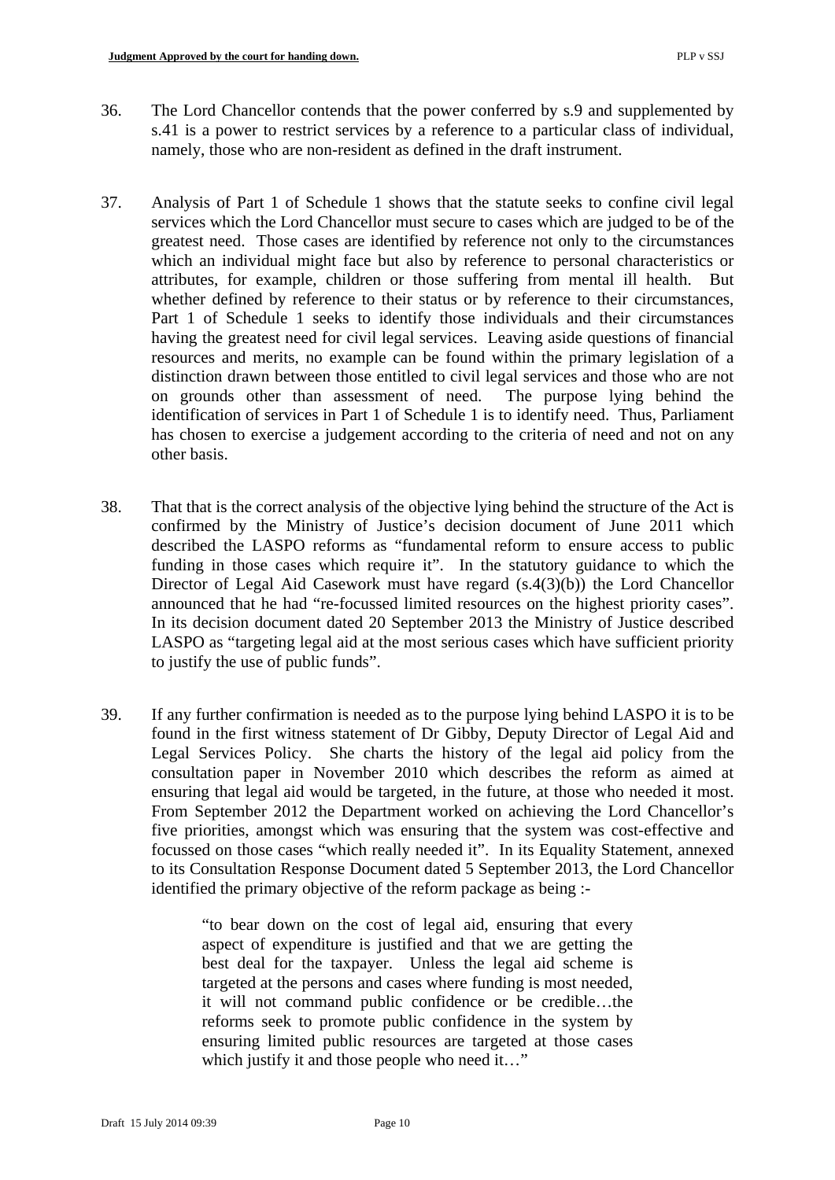36. The Lord Chancellor contends that the power conferred by s.9 and supplemented by s.41 is a power to restrict services by a reference to a particular class of individual, namely, those who are non-resident as defined in the draft instrument.

37. Analysis of Part 1 of Schedule 1 shows that the statute seeks to confine civil legal services which the Lord Chancellor must secure to cases which are judged to be of the greatest need. Those cases are identified by reference not only to the circumstances which an individual might face but also by reference to personal characteristics or attributes, for example, children or those suffering from mental ill health. But whether defined by reference to their status or by reference to their circumstances, Part 1 of Schedule 1 seeks to identify those individuals and their circumstances having the greatest need for civil legal services. Leaving aside questions of financial resources and merits, no example can be found within the primary legislation of a distinction drawn between those entitled to civil legal services and those who are not on grounds other than assessment of need. The purpose lying behind the identification of services in Part 1 of Schedule 1 is to identify need. Thus, Parliament has chosen to exercise a judgement according to the criteria of need and not on any other basis.

38. That that is the correct analysis of the objective lying behind the structure of the Act is confirmed by the Ministry of Justice's decision document of June 2011 which described the LASPO reforms as "fundamental reform to ensure access to public funding in those cases which require it". In the statutory guidance to which the Director of Legal Aid Casework must have regard (s.4(3)(b)) the Lord Chancellor announced that he had "re-focussed limited resources on the highest priority cases". In its decision document dated 20 September 2013 the Ministry of Justice described LASPO as "targeting legal aid at the most serious cases which have sufficient priority to justify the use of public funds".

39. If any further confirmation is needed as to the purpose lying behind LASPO it is to be found in the first witness statement of Dr Gibby, Deputy Director of Legal Aid and Legal Services Policy. She charts the history of the legal aid policy from the consultation paper in November 2010 which describes the reform as aimed at ensuring that legal aid would be targeted, in the future, at those who needed it most. From September 2012 the Department worked on achieving the Lord Chancellor's five priorities, amongst which was ensuring that the system was cost-effective and focussed on those cases "which really needed it". In its Equality Statement, annexed to its Consultation Response Document dated 5 September 2013, the Lord Chancellor identified the primary objective of the reform package as being :-

> "to bear down on the cost of legal aid, ensuring that every aspect of expenditure is justified and that we are getting the best deal for the taxpayer. Unless the legal aid scheme is targeted at the persons and cases where funding is most needed, it will not command public confidence or be credible…the reforms seek to promote public confidence in the system by ensuring limited public resources are targeted at those cases which justify it and those people who need it…"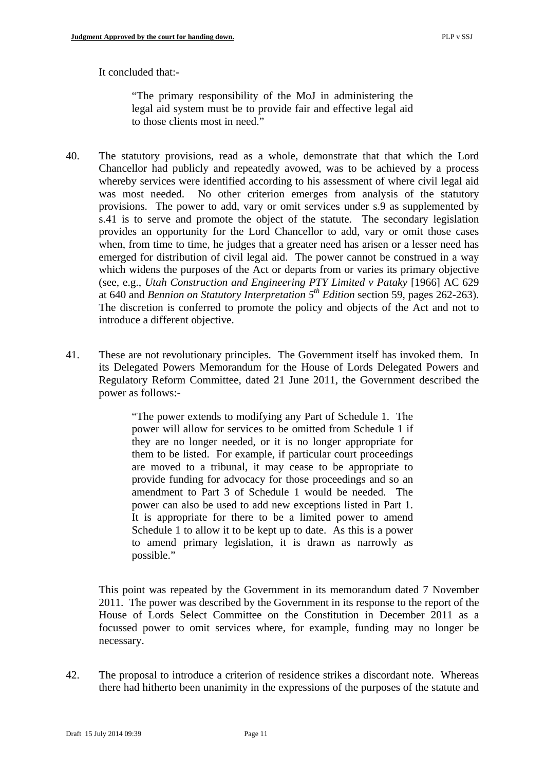It concluded that:-

> "The primary responsibility of the MoJ in administering the legal aid system must be to provide fair and effective legal aid to those clients most in need."

40. The statutory provisions, read as a whole, demonstrate that that which the Lord Chancellor had publicly and repeatedly avowed, was to be achieved by a process whereby services were identified according to his assessment of where civil legal aid was most needed. No other criterion emerges from analysis of the statutory provisions. The power to add, vary or omit services under s.9 as supplemented by s.41 is to serve and promote the object of the statute. The secondary legislation provides an opportunity for the Lord Chancellor to add, vary or omit those cases when, from time to time, he judges that a greater need has arisen or a lesser need has emerged for distribution of civil legal aid. The power cannot be construed in a way which widens the purposes of the Act or departs from or varies its primary objective (see, e.g., *Utah Construction and Engineering PTY Limited v Pataky* [1966] AC 629 at 640 and *Bennion on Statutory Interpretation 5th Edition* section 59, pages 262-263). The discretion is conferred to promote the policy and objects of the Act and not to introduce a different objective.

41. These are not revolutionary principles. The Government itself has invoked them. In its Delegated Powers Memorandum for the House of Lords Delegated Powers and Regulatory Reform Committee, dated 21 June 2011, the Government described the power as follows:-

> "The power extends to modifying any Part of Schedule 1. The power will allow for services to be omitted from Schedule 1 if they are no longer needed, or it is no longer appropriate for them to be listed. For example, if particular court proceedings are moved to a tribunal, it may cease to be appropriate to provide funding for advocacy for those proceedings and so an amendment to Part 3 of Schedule 1 would be needed. The power can also be used to add new exceptions listed in Part 1. It is appropriate for there to be a limited power to amend Schedule 1 to allow it to be kept up to date. As this is a power to amend primary legislation, it is drawn as narrowly as possible."

This point was repeated by the Government in its memorandum dated 7 November 2011. The power was described by the Government in its response to the report of the House of Lords Select Committee on the Constitution in December 2011 as a focussed power to omit services where, for example, funding may no longer be necessary.

42. The proposal to introduce a criterion of residence strikes a discordant note. Whereas there had hitherto been unanimity in the expressions of the purposes of the statute and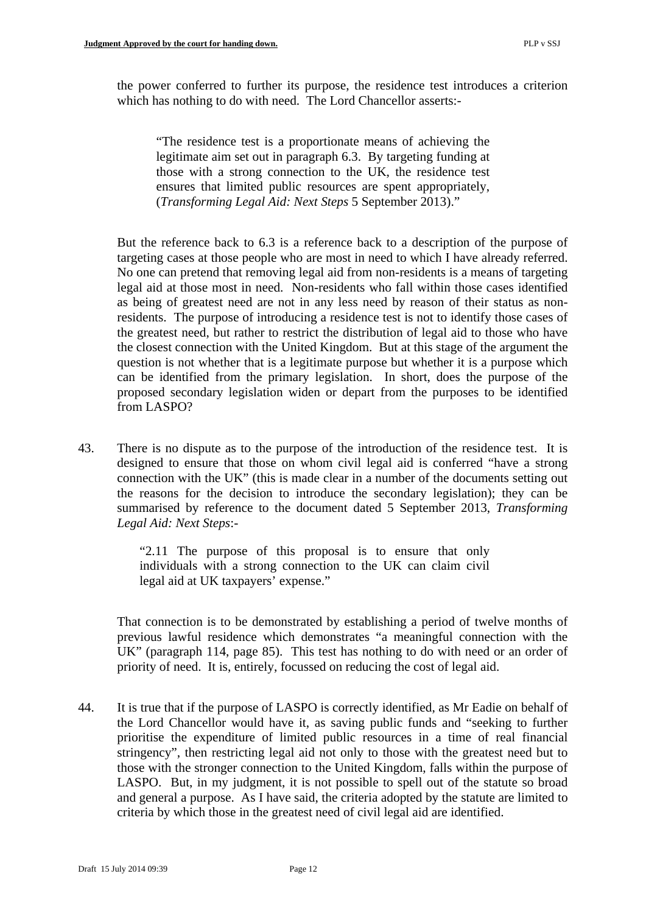the power conferred to further its purpose, the residence test introduces a criterion which has nothing to do with need. The Lord Chancellor asserts:-

> "The residence test is a proportionate means of achieving the legitimate aim set out in paragraph 6.3. By targeting funding at those with a strong connection to the UK, the residence test ensures that limited public resources are spent appropriately, (*Transforming Legal Aid: Next Steps* 5 September 2013)."

But the reference back to 6.3 is a reference back to a description of the purpose of targeting cases at those people who are most in need to which I have already referred. No one can pretend that removing legal aid from non-residents is a means of targeting legal aid at those most in need. Non-residents who fall within those cases identified as being of greatest need are not in any less need by reason of their status as non-residents. The purpose of introducing a residence test is not to identify those cases of the greatest need, but rather to restrict the distribution of legal aid to those who have the closest connection with the United Kingdom. But at this stage of the argument the question is not whether that is a legitimate purpose but whether it is a purpose which can be identified from the primary legislation. In short, does the purpose of the proposed secondary legislation widen or depart from the purposes to be identified from LASPO?

43. There is no dispute as to the purpose of the introduction of the residence test. It is designed to ensure that those on whom civil legal aid is conferred "have a strong connection with the UK" (this is made clear in a number of the documents setting out the reasons for the decision to introduce the secondary legislation); they can be summarised by reference to the document dated 5 September 2013, *Transforming Legal Aid: Next Steps*:-

> "2.11 The purpose of this proposal is to ensure that only individuals with a strong connection to the UK can claim civil legal aid at UK taxpayers' expense."

That connection is to be demonstrated by establishing a period of twelve months of previous lawful residence which demonstrates "a meaningful connection with the UK" (paragraph 114, page 85). This test has nothing to do with need or an order of priority of need. It is, entirely, focussed on reducing the cost of legal aid.

44. It is true that if the purpose of LASPO is correctly identified, as Mr Eadie on behalf of the Lord Chancellor would have it, as saving public funds and "seeking to further prioritise the expenditure of limited public resources in a time of real financial stringency", then restricting legal aid not only to those with the greatest need but to those with the stronger connection to the United Kingdom, falls within the purpose of LASPO. But, in my judgment, it is not possible to spell out of the statute so broad and general a purpose. As I have said, the criteria adopted by the statute are limited to criteria by which those in the greatest need of civil legal aid are identified.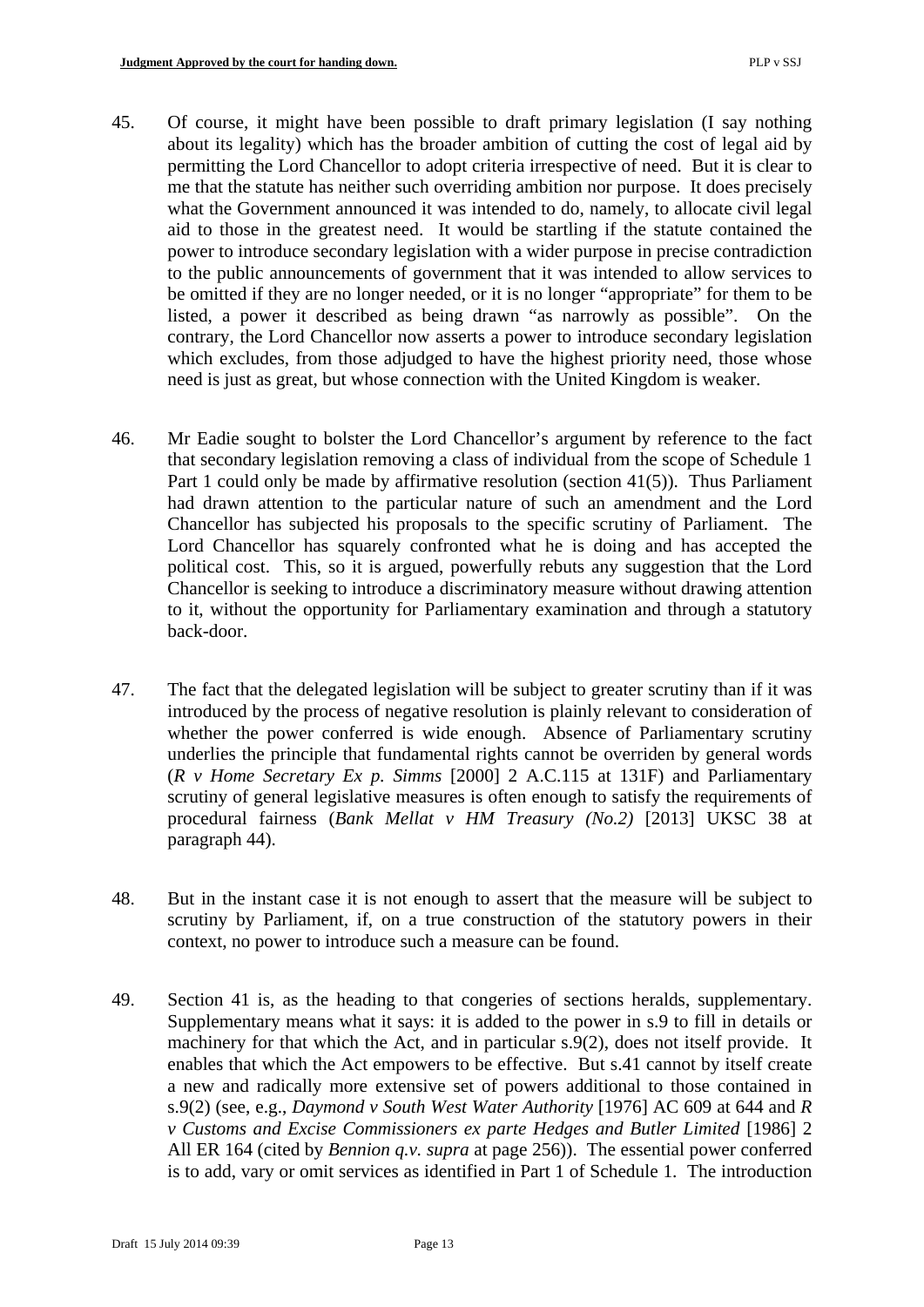45. Of course, it might have been possible to draft primary legislation (I say nothing about its legality) which has the broader ambition of cutting the cost of legal aid by permitting the Lord Chancellor to adopt criteria irrespective of need. But it is clear to me that the statute has neither such overriding ambition nor purpose. It does precisely what the Government announced it was intended to do, namely, to allocate civil legal aid to those in the greatest need. It would be startling if the statute contained the power to introduce secondary legislation with a wider purpose in precise contradiction to the public announcements of government that it was intended to allow services to be omitted if they are no longer needed, or it is no longer "appropriate" for them to be listed, a power it described as being drawn "as narrowly as possible". On the contrary, the Lord Chancellor now asserts a power to introduce secondary legislation which excludes, from those adjudged to have the highest priority need, those whose need is just as great, but whose connection with the United Kingdom is weaker.

46. Mr Eadie sought to bolster the Lord Chancellor's argument by reference to the fact that secondary legislation removing a class of individual from the scope of Schedule 1 Part 1 could only be made by affirmative resolution (section 41(5)). Thus Parliament had drawn attention to the particular nature of such an amendment and the Lord Chancellor has subjected his proposals to the specific scrutiny of Parliament. The Lord Chancellor has squarely confronted what he is doing and has accepted the political cost. This, so it is argued, powerfully rebuts any suggestion that the Lord Chancellor is seeking to introduce a discriminatory measure without drawing attention to it, without the opportunity for Parliamentary examination and through a statutory back-door.

47. The fact that the delegated legislation will be subject to greater scrutiny than if it was introduced by the process of negative resolution is plainly relevant to consideration of whether the power conferred is wide enough. Absence of Parliamentary scrutiny underlies the principle that fundamental rights cannot be overriden by general words (*R v Home Secretary Ex p. Simms* [2000] 2 A.C.115 at 131F) and Parliamentary scrutiny of general legislative measures is often enough to satisfy the requirements of procedural fairness (*Bank Mellat v HM Treasury (No.2)* [2013] UKSC 38 at paragraph 44).

48. But in the instant case it is not enough to assert that the measure will be subject to scrutiny by Parliament, if, on a true construction of the statutory powers in their context, no power to introduce such a measure can be found.

49. Section 41 is, as the heading to that congeries of sections heralds, supplementary. Supplementary means what it says: it is added to the power in s.9 to fill in details or machinery for that which the Act, and in particular s.9(2), does not itself provide. It enables that which the Act empowers to be effective. But s.41 cannot by itself create a new and radically more extensive set of powers additional to those contained in s.9(2) (see, e.g., *Daymond v South West Water Authority* [1976] AC 609 at 644 and *R v Customs and Excise Commissioners ex parte Hedges and Butler Limited* [1986] 2 All ER 164 (cited by *Bennion q.v. supra* at page 256)). The essential power conferred is to add, vary or omit services as identified in Part 1 of Schedule 1. The introduction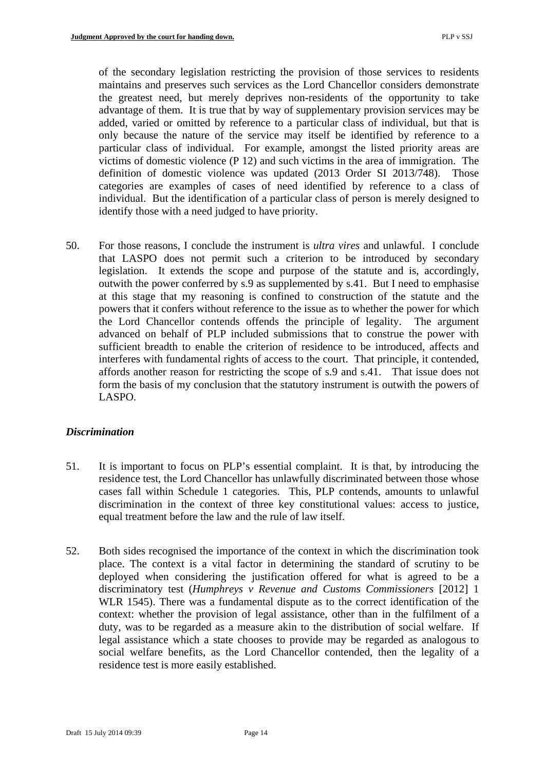of the secondary legislation restricting the provision of those services to residents maintains and preserves such services as the Lord Chancellor considers demonstrate the greatest need, but merely deprives non-residents of the opportunity to take advantage of them. It is true that by way of supplementary provision services may be added, varied or omitted by reference to a particular class of individual, but that is only because the nature of the service may itself be identified by reference to a particular class of individual. For example, amongst the listed priority areas are victims of domestic violence (P 12) and such victims in the area of immigration. The definition of domestic violence was updated (2013 Order SI 2013/748). Those categories are examples of cases of need identified by reference to a class of individual. But the identification of a particular class of person is merely designed to identify those with a need judged to have priority.

50. For those reasons, I conclude the instrument is *ultra vires* and unlawful. I conclude that LASPO does not permit such a criterion to be introduced by secondary legislation. It extends the scope and purpose of the statute and is, accordingly, outwith the power conferred by s.9 as supplemented by s.41. But I need to emphasise at this stage that my reasoning is confined to construction of the statute and the powers that it confers without reference to the issue as to whether the power for which the Lord Chancellor contends offends the principle of legality. The argument advanced on behalf of PLP included submissions that to construe the power with sufficient breadth to enable the criterion of residence to be introduced, affects and interferes with fundamental rights of access to the court. That principle, it contended, affords another reason for restricting the scope of s.9 and s.41. That issue does not form the basis of my conclusion that the statutory instrument is outwith the powers of LASPO.

### *Discrimination*

51. It is important to focus on PLP's essential complaint. It is that, by introducing the residence test, the Lord Chancellor has unlawfully discriminated between those whose cases fall within Schedule 1 categories. This, PLP contends, amounts to unlawful discrimination in the context of three key constitutional values: access to justice, equal treatment before the law and the rule of law itself.

52. Both sides recognised the importance of the context in which the discrimination took place. The context is a vital factor in determining the standard of scrutiny to be deployed when considering the justification offered for what is agreed to be a discriminatory test (*Humphreys v Revenue and Customs Commissioners* [2012] 1 WLR 1545). There was a fundamental dispute as to the correct identification of the context: whether the provision of legal assistance, other than in the fulfilment of a duty, was to be regarded as a measure akin to the distribution of social welfare. If legal assistance which a state chooses to provide may be regarded as analogous to social welfare benefits, as the Lord Chancellor contended, then the legality of a residence test is more easily established.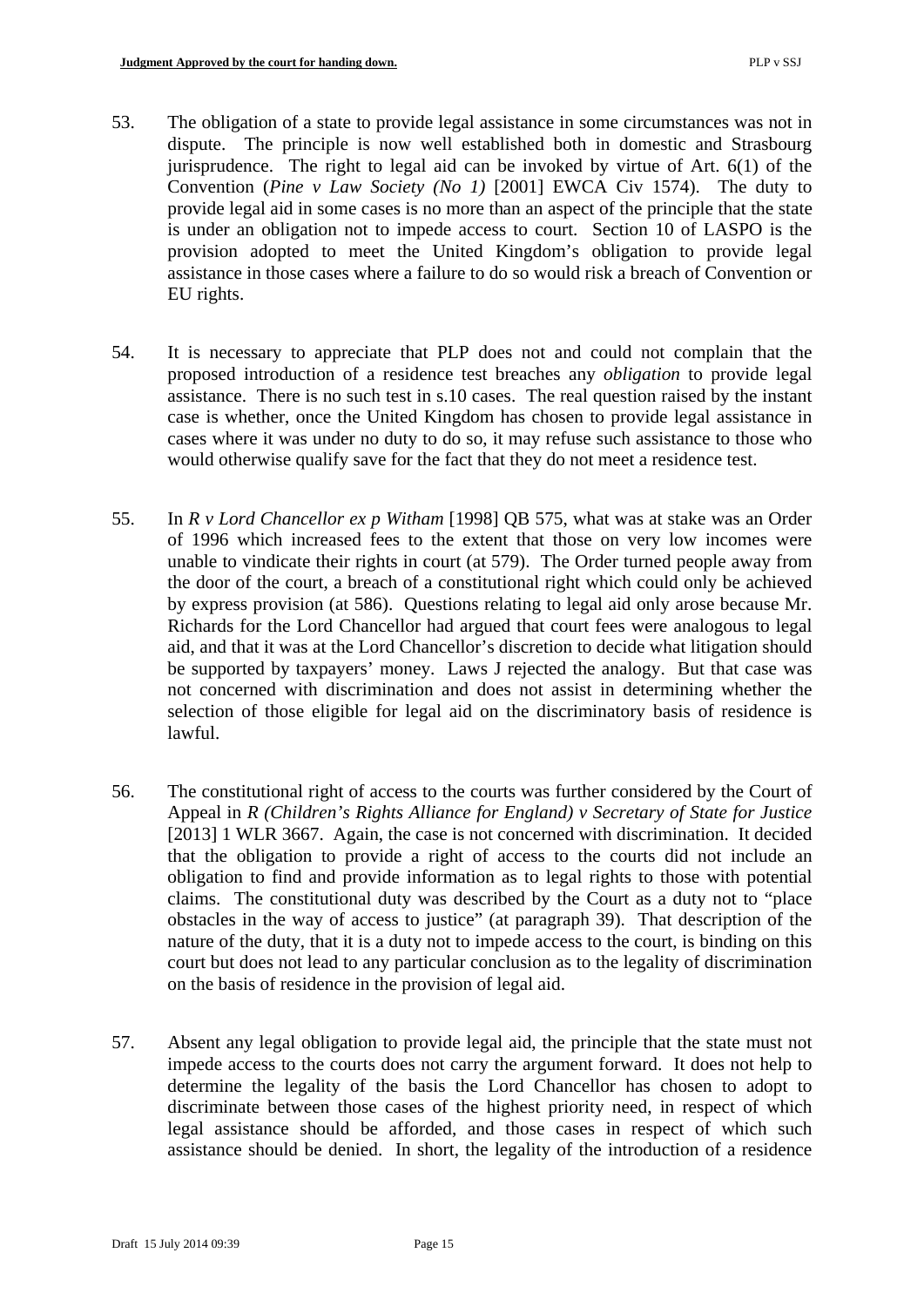53. The obligation of a state to provide legal assistance in some circumstances was not in dispute. The principle is now well established both in domestic and Strasbourg jurisprudence. The right to legal aid can be invoked by virtue of Art. 6(1) of the Convention (*Pine v Law Society (No 1)* [2001] EWCA Civ 1574). The duty to provide legal aid in some cases is no more than an aspect of the principle that the state is under an obligation not to impede access to court. Section 10 of LASPO is the provision adopted to meet the United Kingdom's obligation to provide legal assistance in those cases where a failure to do so would risk a breach of Convention or EU rights.

54. It is necessary to appreciate that PLP does not and could not complain that the proposed introduction of a residence test breaches any *obligation* to provide legal assistance. There is no such test in s.10 cases. The real question raised by the instant case is whether, once the United Kingdom has chosen to provide legal assistance in cases where it was under no duty to do so, it may refuse such assistance to those who would otherwise qualify save for the fact that they do not meet a residence test.

55. In *R v Lord Chancellor ex p Witham* [1998] QB 575, what was at stake was an Order of 1996 which increased fees to the extent that those on very low incomes were unable to vindicate their rights in court (at 579). The Order turned people away from the door of the court, a breach of a constitutional right which could only be achieved by express provision (at 586). Questions relating to legal aid only arose because Mr. Richards for the Lord Chancellor had argued that court fees were analogous to legal aid, and that it was at the Lord Chancellor's discretion to decide what litigation should be supported by taxpayers' money. Laws J rejected the analogy. But that case was not concerned with discrimination and does not assist in determining whether the selection of those eligible for legal aid on the discriminatory basis of residence is lawful.

56. The constitutional right of access to the courts was further considered by the Court of Appeal in *R (Children's Rights Alliance for England) v Secretary of State for Justice* [2013] 1 WLR 3667. Again, the case is not concerned with discrimination. It decided that the obligation to provide a right of access to the courts did not include an obligation to find and provide information as to legal rights to those with potential claims. The constitutional duty was described by the Court as a duty not to "place obstacles in the way of access to justice" (at paragraph 39). That description of the nature of the duty, that it is a duty not to impede access to the court, is binding on this court but does not lead to any particular conclusion as to the legality of discrimination on the basis of residence in the provision of legal aid.

57. Absent any legal obligation to provide legal aid, the principle that the state must not impede access to the courts does not carry the argument forward. It does not help to determine the legality of the basis the Lord Chancellor has chosen to adopt to discriminate between those cases of the highest priority need, in respect of which legal assistance should be afforded, and those cases in respect of which such assistance should be denied. In short, the legality of the introduction of a residence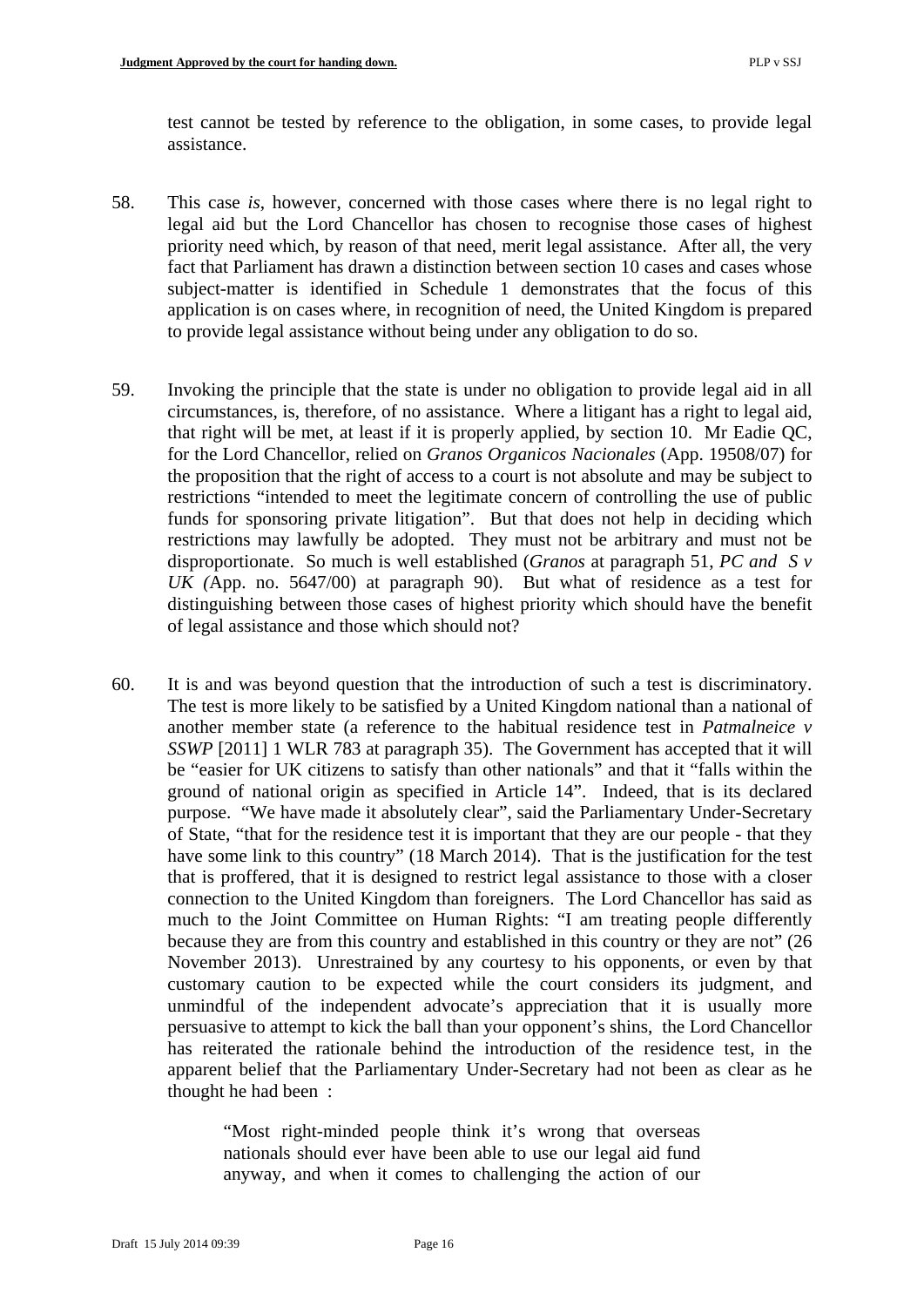test cannot be tested by reference to the obligation, in some cases, to provide legal assistance.

58. This case *is*, however, concerned with those cases where there is no legal right to legal aid but the Lord Chancellor has chosen to recognise those cases of highest priority need which, by reason of that need, merit legal assistance. After all, the very fact that Parliament has drawn a distinction between section 10 cases and cases whose subject-matter is identified in Schedule 1 demonstrates that the focus of this application is on cases where, in recognition of need, the United Kingdom is prepared to provide legal assistance without being under any obligation to do so.

59. Invoking the principle that the state is under no obligation to provide legal aid in all circumstances, is, therefore, of no assistance. Where a litigant has a right to legal aid, that right will be met, at least if it is properly applied, by section 10. Mr Eadie QC, for the Lord Chancellor, relied on *Granos Organicos Nacionales* (App. 19508/07) for the proposition that the right of access to a court is not absolute and may be subject to restrictions "intended to meet the legitimate concern of controlling the use of public funds for sponsoring private litigation". But that does not help in deciding which restrictions may lawfully be adopted. They must not be arbitrary and must not be disproportionate. So much is well established (*Granos* at paragraph 51, *PC and S v UK (*App. no. 5647/00) at paragraph 90). But what of residence as a test for distinguishing between those cases of highest priority which should have the benefit of legal assistance and those which should not?

60. It is and was beyond question that the introduction of such a test is discriminatory. The test is more likely to be satisfied by a United Kingdom national than a national of another member state (a reference to the habitual residence test in *Patmalneice v SSWP* [2011] 1 WLR 783 at paragraph 35). The Government has accepted that it will be "easier for UK citizens to satisfy than other nationals" and that it "falls within the ground of national origin as specified in Article 14". Indeed, that is its declared purpose. "We have made it absolutely clear", said the Parliamentary Under-Secretary of State, "that for the residence test it is important that they are our people - that they have some link to this country" (18 March 2014). That is the justification for the test that is proffered, that it is designed to restrict legal assistance to those with a closer connection to the United Kingdom than foreigners. The Lord Chancellor has said as much to the Joint Committee on Human Rights: "I am treating people differently because they are from this country and established in this country or they are not" (26 November 2013). Unrestrained by any courtesy to his opponents, or even by that customary caution to be expected while the court considers its judgment, and unmindful of the independent advocate's appreciation that it is usually more persuasive to attempt to kick the ball than your opponent's shins, the Lord Chancellor has reiterated the rationale behind the introduction of the residence test, in the apparent belief that the Parliamentary Under-Secretary had not been as clear as he thought he had been :

> "Most right-minded people think it's wrong that overseas nationals should ever have been able to use our legal aid fund anyway, and when it comes to challenging the action of our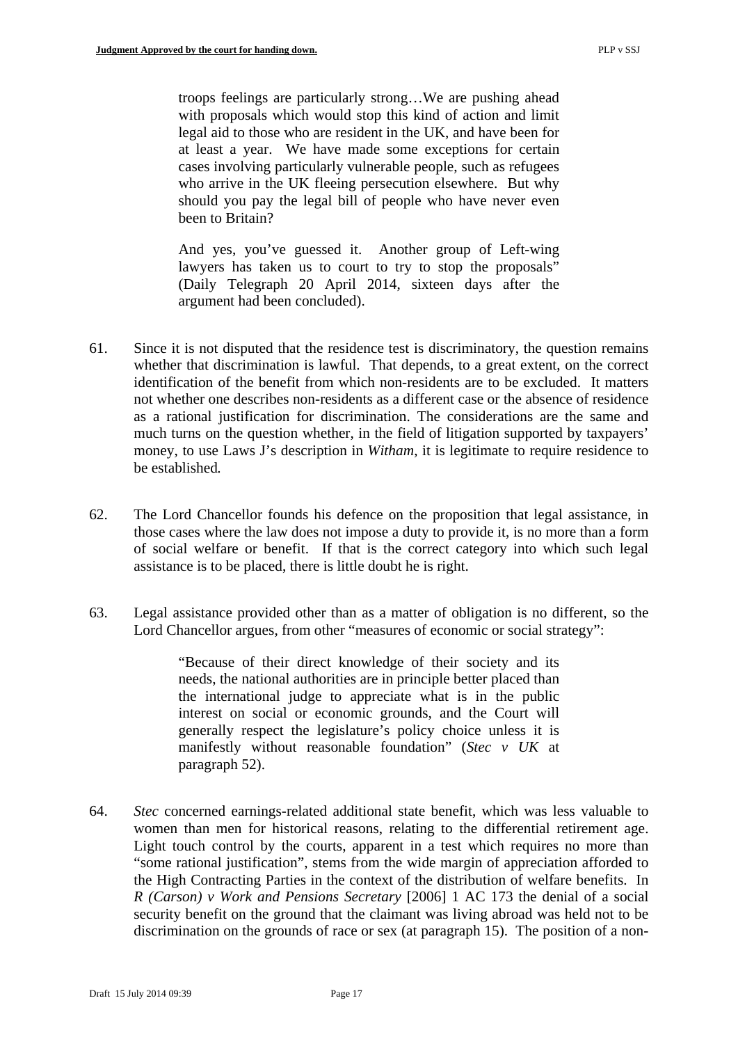> troops feelings are particularly strong…We are pushing ahead with proposals which would stop this kind of action and limit legal aid to those who are resident in the UK, and have been for at least a year. We have made some exceptions for certain cases involving particularly vulnerable people, such as refugees who arrive in the UK fleeing persecution elsewhere. But why should you pay the legal bill of people who have never even been to Britain?
>
> And yes, you've guessed it. Another group of Left-wing lawyers has taken us to court to try to stop the proposals" (Daily Telegraph 20 April 2014, sixteen days after the argument had been concluded).

61. Since it is not disputed that the residence test is discriminatory, the question remains whether that discrimination is lawful. That depends, to a great extent, on the correct identification of the benefit from which non-residents are to be excluded. It matters not whether one describes non-residents as a different case or the absence of residence as a rational justification for discrimination. The considerations are the same and much turns on the question whether, in the field of litigation supported by taxpayers' money, to use Laws J's description in *Witham*, it is legitimate to require residence to be established*.*

62. The Lord Chancellor founds his defence on the proposition that legal assistance, in those cases where the law does not impose a duty to provide it, is no more than a form of social welfare or benefit. If that is the correct category into which such legal assistance is to be placed, there is little doubt he is right.

63. Legal assistance provided other than as a matter of obligation is no different, so the Lord Chancellor argues, from other "measures of economic or social strategy":

> "Because of their direct knowledge of their society and its needs, the national authorities are in principle better placed than the international judge to appreciate what is in the public interest on social or economic grounds, and the Court will generally respect the legislature's policy choice unless it is manifestly without reasonable foundation" (*Stec v UK* at paragraph 52).

64. *Stec* concerned earnings-related additional state benefit, which was less valuable to women than men for historical reasons, relating to the differential retirement age. Light touch control by the courts, apparent in a test which requires no more than "some rational justification", stems from the wide margin of appreciation afforded to the High Contracting Parties in the context of the distribution of welfare benefits. In *R (Carson) v Work and Pensions Secretary* [2006] 1 AC 173 the denial of a social security benefit on the ground that the claimant was living abroad was held not to be discrimination on the grounds of race or sex (at paragraph 15). The position of a non-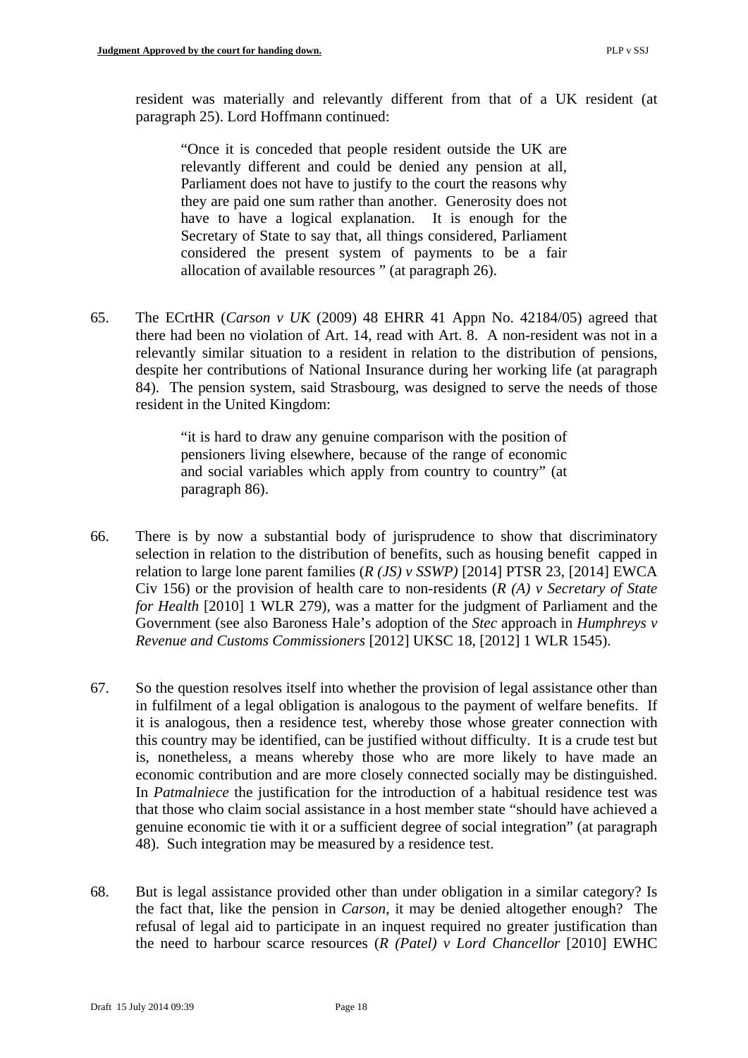resident was materially and relevantly different from that of a UK resident (at paragraph 25). Lord Hoffmann continued:

> "Once it is conceded that people resident outside the UK are relevantly different and could be denied any pension at all, Parliament does not have to justify to the court the reasons why they are paid one sum rather than another. Generosity does not have to have a logical explanation. It is enough for the Secretary of State to say that, all things considered, Parliament considered the present system of payments to be a fair allocation of available resources " (at paragraph 26).

65. The ECrtHR (*Carson v UK* (2009) 48 EHRR 41 Appn No. 42184/05) agreed that there had been no violation of Art. 14, read with Art. 8. A non-resident was not in a relevantly similar situation to a resident in relation to the distribution of pensions, despite her contributions of National Insurance during her working life (at paragraph 84). The pension system, said Strasbourg, was designed to serve the needs of those resident in the United Kingdom:

> "it is hard to draw any genuine comparison with the position of pensioners living elsewhere, because of the range of economic and social variables which apply from country to country" (at paragraph 86).

66. There is by now a substantial body of jurisprudence to show that discriminatory selection in relation to the distribution of benefits, such as housing benefit capped in relation to large lone parent families (*R (JS) v SSWP)* [2014] PTSR 23, [2014] EWCA Civ 156) or the provision of health care to non-residents (*R (A) v Secretary of State for Health* [2010] 1 WLR 279), was a matter for the judgment of Parliament and the Government (see also Baroness Hale's adoption of the *Stec* approach in *Humphreys v Revenue and Customs Commissioners* [2012] UKSC 18, [2012] 1 WLR 1545).

67. So the question resolves itself into whether the provision of legal assistance other than in fulfilment of a legal obligation is analogous to the payment of welfare benefits. If it is analogous, then a residence test, whereby those whose greater connection with this country may be identified, can be justified without difficulty. It is a crude test but is, nonetheless, a means whereby those who are more likely to have made an economic contribution and are more closely connected socially may be distinguished. In *Patmalniece* the justification for the introduction of a habitual residence test was that those who claim social assistance in a host member state "should have achieved a genuine economic tie with it or a sufficient degree of social integration" (at paragraph 48). Such integration may be measured by a residence test.

68. But is legal assistance provided other than under obligation in a similar category? Is the fact that, like the pension in *Carson*, it may be denied altogether enough? The refusal of legal aid to participate in an inquest required no greater justification than the need to harbour scarce resources (*R (Patel) v Lord Chancellor* [2010] EWHC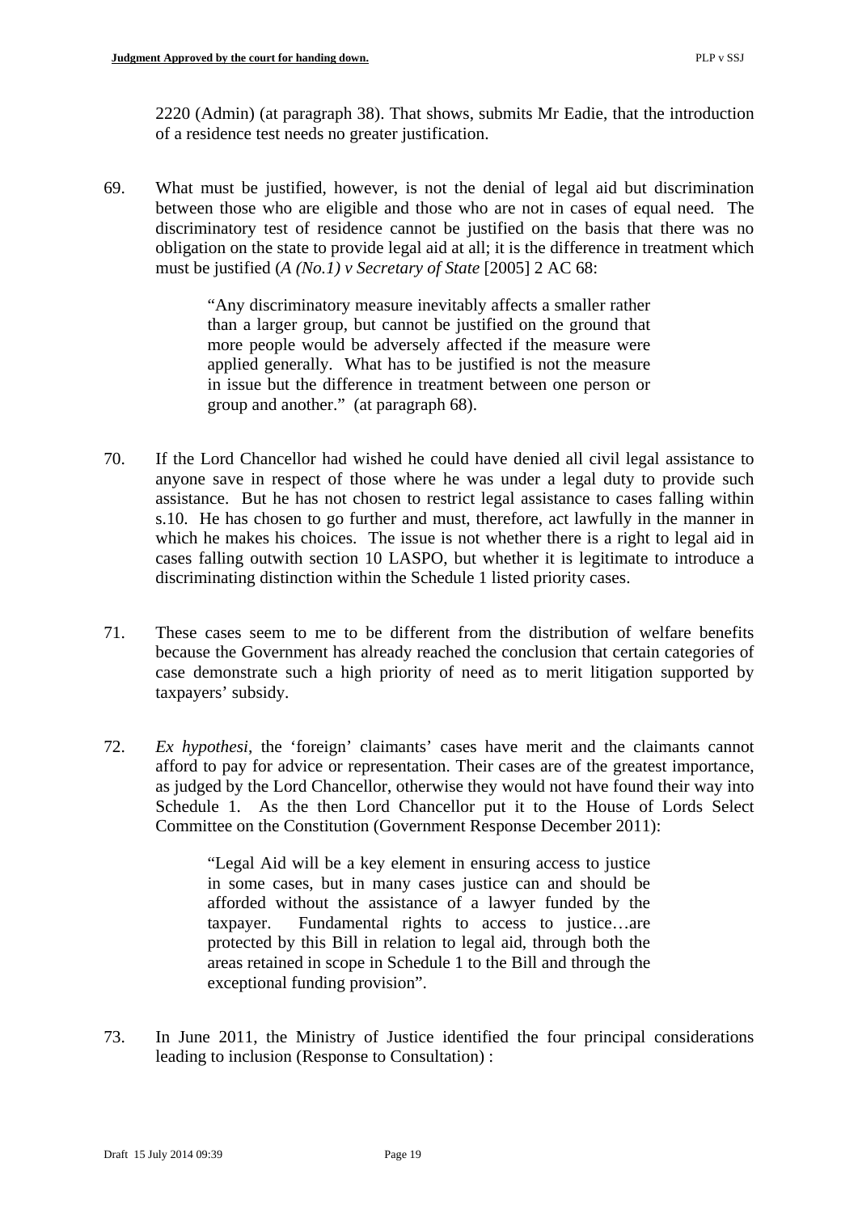2220 (Admin) (at paragraph 38). That shows, submits Mr Eadie, that the introduction of a residence test needs no greater justification.

69. What must be justified, however, is not the denial of legal aid but discrimination between those who are eligible and those who are not in cases of equal need. The discriminatory test of residence cannot be justified on the basis that there was no obligation on the state to provide legal aid at all; it is the difference in treatment which must be justified (*A (No.1) v Secretary of State* [2005] 2 AC 68:

> "Any discriminatory measure inevitably affects a smaller rather than a larger group, but cannot be justified on the ground that more people would be adversely affected if the measure were applied generally. What has to be justified is not the measure in issue but the difference in treatment between one person or group and another." (at paragraph 68).

70. If the Lord Chancellor had wished he could have denied all civil legal assistance to anyone save in respect of those where he was under a legal duty to provide such assistance. But he has not chosen to restrict legal assistance to cases falling within s.10. He has chosen to go further and must, therefore, act lawfully in the manner in which he makes his choices. The issue is not whether there is a right to legal aid in cases falling outwith section 10 LASPO, but whether it is legitimate to introduce a discriminating distinction within the Schedule 1 listed priority cases.

71. These cases seem to me to be different from the distribution of welfare benefits because the Government has already reached the conclusion that certain categories of case demonstrate such a high priority of need as to merit litigation supported by taxpayers' subsidy.

72. *Ex hypothesi*, the 'foreign' claimants' cases have merit and the claimants cannot afford to pay for advice or representation. Their cases are of the greatest importance, as judged by the Lord Chancellor, otherwise they would not have found their way into Schedule 1. As the then Lord Chancellor put it to the House of Lords Select Committee on the Constitution (Government Response December 2011):

> "Legal Aid will be a key element in ensuring access to justice in some cases, but in many cases justice can and should be afforded without the assistance of a lawyer funded by the taxpayer. Fundamental rights to access to justice…are protected by this Bill in relation to legal aid, through both the areas retained in scope in Schedule 1 to the Bill and through the exceptional funding provision".

73. In June 2011, the Ministry of Justice identified the four principal considerations leading to inclusion (Response to Consultation) :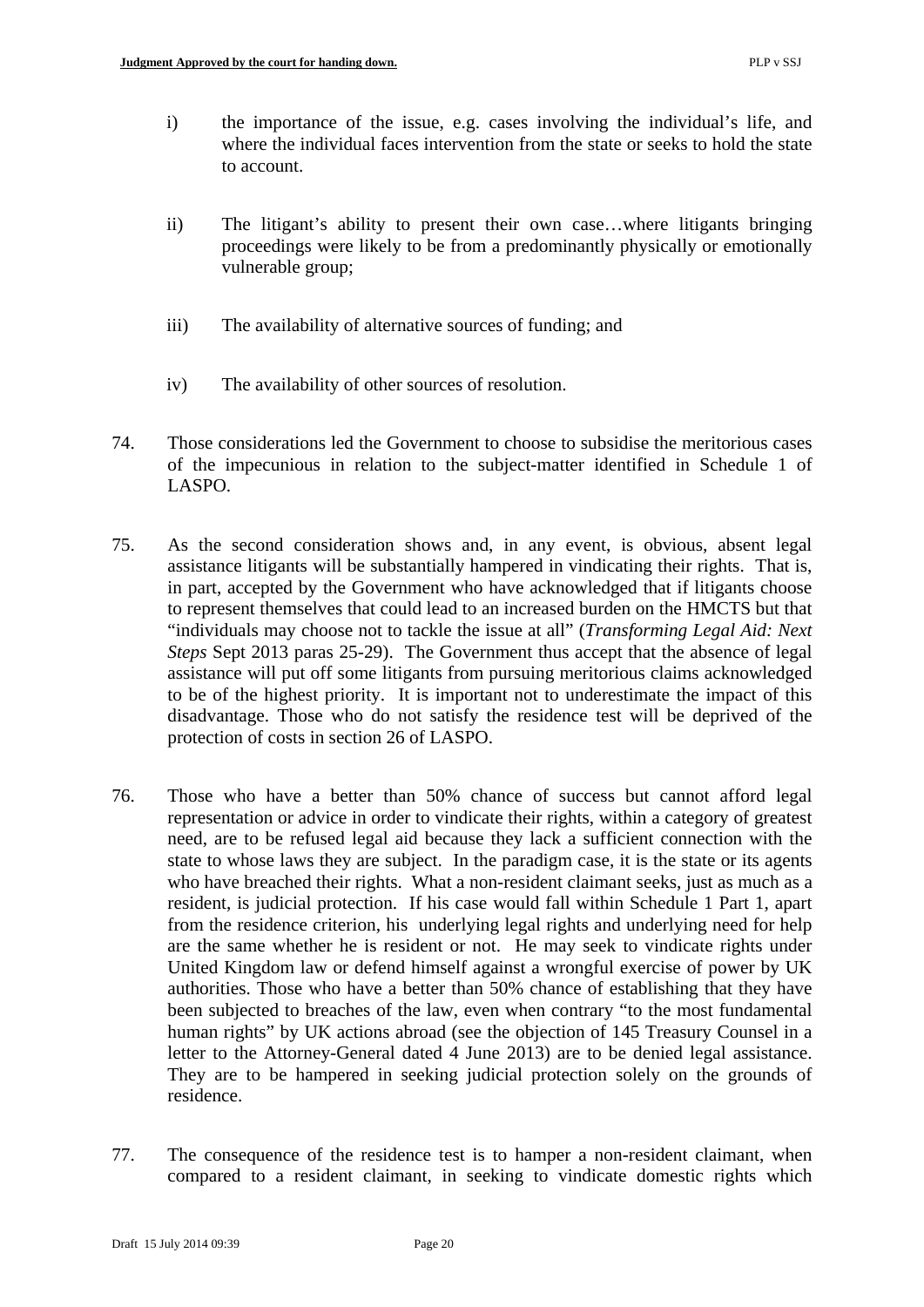i) the importance of the issue, e.g. cases involving the individual's life, and where the individual faces intervention from the state or seeks to hold the state to account.

ii) The litigant's ability to present their own case…where litigants bringing proceedings were likely to be from a predominantly physically or emotionally vulnerable group;

iii) The availability of alternative sources of funding; and

iv) The availability of other sources of resolution.

74. Those considerations led the Government to choose to subsidise the meritorious cases of the impecunious in relation to the subject-matter identified in Schedule 1 of LASPO.

75. As the second consideration shows and, in any event, is obvious, absent legal assistance litigants will be substantially hampered in vindicating their rights. That is, in part, accepted by the Government who have acknowledged that if litigants choose to represent themselves that could lead to an increased burden on the HMCTS but that "individuals may choose not to tackle the issue at all" (*Transforming Legal Aid: Next Steps* Sept 2013 paras 25-29). The Government thus accept that the absence of legal assistance will put off some litigants from pursuing meritorious claims acknowledged to be of the highest priority. It is important not to underestimate the impact of this disadvantage. Those who do not satisfy the residence test will be deprived of the protection of costs in section 26 of LASPO.

76. Those who have a better than 50% chance of success but cannot afford legal representation or advice in order to vindicate their rights, within a category of greatest need, are to be refused legal aid because they lack a sufficient connection with the state to whose laws they are subject. In the paradigm case, it is the state or its agents who have breached their rights. What a non-resident claimant seeks, just as much as a resident, is judicial protection. If his case would fall within Schedule 1 Part 1, apart from the residence criterion, his underlying legal rights and underlying need for help are the same whether he is resident or not. He may seek to vindicate rights under United Kingdom law or defend himself against a wrongful exercise of power by UK authorities. Those who have a better than 50% chance of establishing that they have been subjected to breaches of the law, even when contrary "to the most fundamental human rights" by UK actions abroad (see the objection of 145 Treasury Counsel in a letter to the Attorney-General dated 4 June 2013) are to be denied legal assistance. They are to be hampered in seeking judicial protection solely on the grounds of residence.

77. The consequence of the residence test is to hamper a non-resident claimant, when compared to a resident claimant, in seeking to vindicate domestic rights which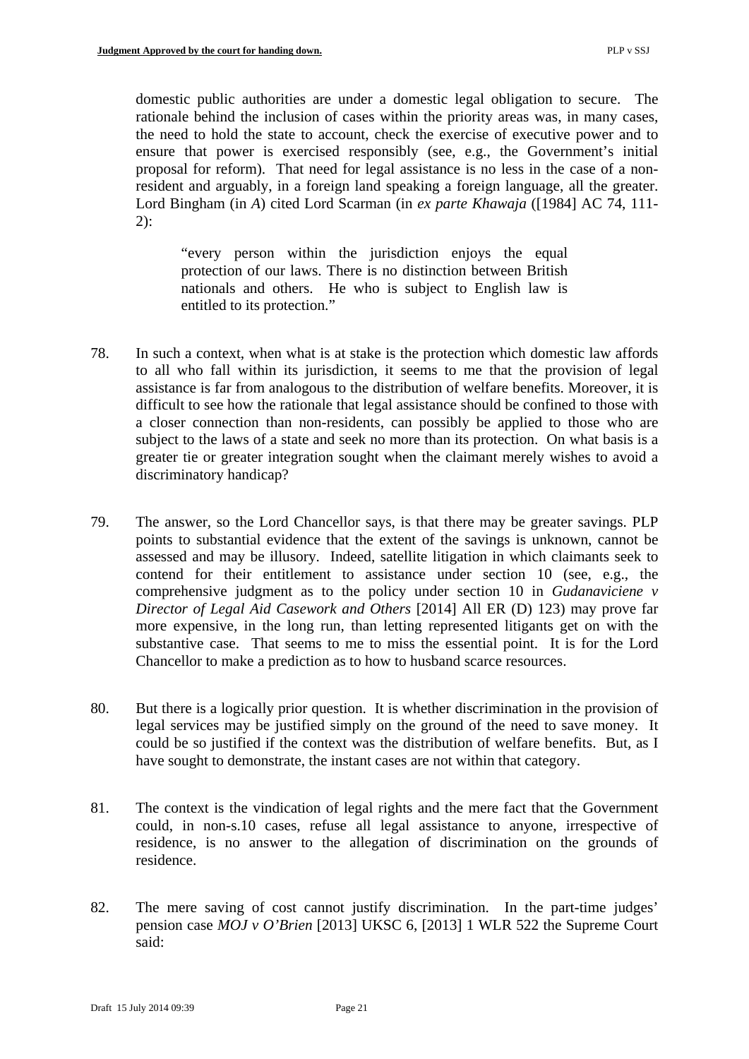domestic public authorities are under a domestic legal obligation to secure. The rationale behind the inclusion of cases within the priority areas was, in many cases, the need to hold the state to account, check the exercise of executive power and to ensure that power is exercised responsibly (see, e.g., the Government's initial proposal for reform). That need for legal assistance is no less in the case of a non-resident and arguably, in a foreign land speaking a foreign language, all the greater. Lord Bingham (in *A*) cited Lord Scarman (in *ex parte Khawaja* ([1984] AC 74, 111-2):

> "every person within the jurisdiction enjoys the equal protection of our laws. There is no distinction between British nationals and others. He who is subject to English law is entitled to its protection."

78. In such a context, when what is at stake is the protection which domestic law affords to all who fall within its jurisdiction, it seems to me that the provision of legal assistance is far from analogous to the distribution of welfare benefits. Moreover, it is difficult to see how the rationale that legal assistance should be confined to those with a closer connection than non-residents, can possibly be applied to those who are subject to the laws of a state and seek no more than its protection. On what basis is a greater tie or greater integration sought when the claimant merely wishes to avoid a discriminatory handicap?

79. The answer, so the Lord Chancellor says, is that there may be greater savings. PLP points to substantial evidence that the extent of the savings is unknown, cannot be assessed and may be illusory. Indeed, satellite litigation in which claimants seek to contend for their entitlement to assistance under section 10 (see, e.g., the comprehensive judgment as to the policy under section 10 in *Gudanaviciene v Director of Legal Aid Casework and Others* [2014] All ER (D) 123) may prove far more expensive, in the long run, than letting represented litigants get on with the substantive case. That seems to me to miss the essential point. It is for the Lord Chancellor to make a prediction as to how to husband scarce resources.

80. But there is a logically prior question. It is whether discrimination in the provision of legal services may be justified simply on the ground of the need to save money. It could be so justified if the context was the distribution of welfare benefits. But, as I have sought to demonstrate, the instant cases are not within that category.

81. The context is the vindication of legal rights and the mere fact that the Government could, in non-s.10 cases, refuse all legal assistance to anyone, irrespective of residence, is no answer to the allegation of discrimination on the grounds of residence.

82. The mere saving of cost cannot justify discrimination. In the part-time judges' pension case *MOJ v O'Brien* [2013] UKSC 6, [2013] 1 WLR 522 the Supreme Court said: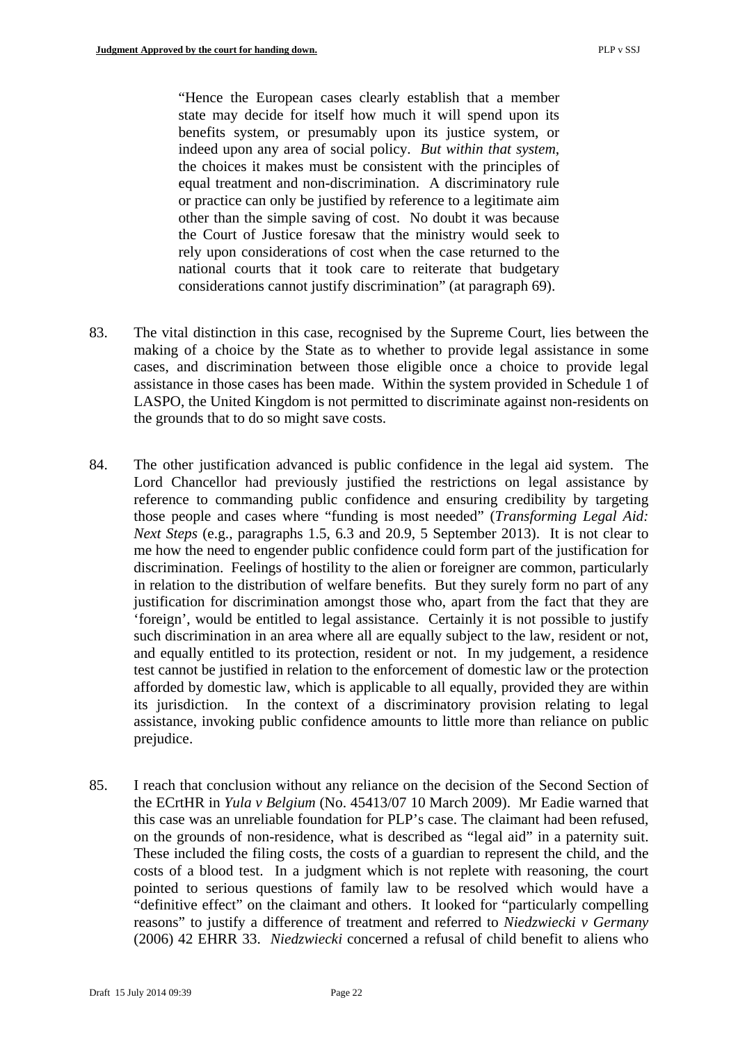> "Hence the European cases clearly establish that a member state may decide for itself how much it will spend upon its benefits system, or presumably upon its justice system, or indeed upon any area of social policy. *But within that system*, the choices it makes must be consistent with the principles of equal treatment and non-discrimination. A discriminatory rule or practice can only be justified by reference to a legitimate aim other than the simple saving of cost. No doubt it was because the Court of Justice foresaw that the ministry would seek to rely upon considerations of cost when the case returned to the national courts that it took care to reiterate that budgetary considerations cannot justify discrimination" (at paragraph 69).

83. The vital distinction in this case, recognised by the Supreme Court, lies between the making of a choice by the State as to whether to provide legal assistance in some cases, and discrimination between those eligible once a choice to provide legal assistance in those cases has been made. Within the system provided in Schedule 1 of LASPO, the United Kingdom is not permitted to discriminate against non-residents on the grounds that to do so might save costs.

84. The other justification advanced is public confidence in the legal aid system. The Lord Chancellor had previously justified the restrictions on legal assistance by reference to commanding public confidence and ensuring credibility by targeting those people and cases where "funding is most needed" (*Transforming Legal Aid: Next Steps* (e.g., paragraphs 1.5, 6.3 and 20.9, 5 September 2013). It is not clear to me how the need to engender public confidence could form part of the justification for discrimination. Feelings of hostility to the alien or foreigner are common, particularly in relation to the distribution of welfare benefits. But they surely form no part of any justification for discrimination amongst those who, apart from the fact that they are 'foreign', would be entitled to legal assistance. Certainly it is not possible to justify such discrimination in an area where all are equally subject to the law, resident or not, and equally entitled to its protection, resident or not. In my judgement, a residence test cannot be justified in relation to the enforcement of domestic law or the protection afforded by domestic law, which is applicable to all equally, provided they are within its jurisdiction. In the context of a discriminatory provision relating to legal assistance, invoking public confidence amounts to little more than reliance on public prejudice.

85. I reach that conclusion without any reliance on the decision of the Second Section of the ECrtHR in *Yula v Belgium* (No. 45413/07 10 March 2009). Mr Eadie warned that this case was an unreliable foundation for PLP's case. The claimant had been refused, on the grounds of non-residence, what is described as "legal aid" in a paternity suit. These included the filing costs, the costs of a guardian to represent the child, and the costs of a blood test. In a judgment which is not replete with reasoning, the court pointed to serious questions of family law to be resolved which would have a "definitive effect" on the claimant and others. It looked for "particularly compelling reasons" to justify a difference of treatment and referred to *Niedzwiecki v Germany* (2006) 42 EHRR 33. *Niedzwiecki* concerned a refusal of child benefit to aliens who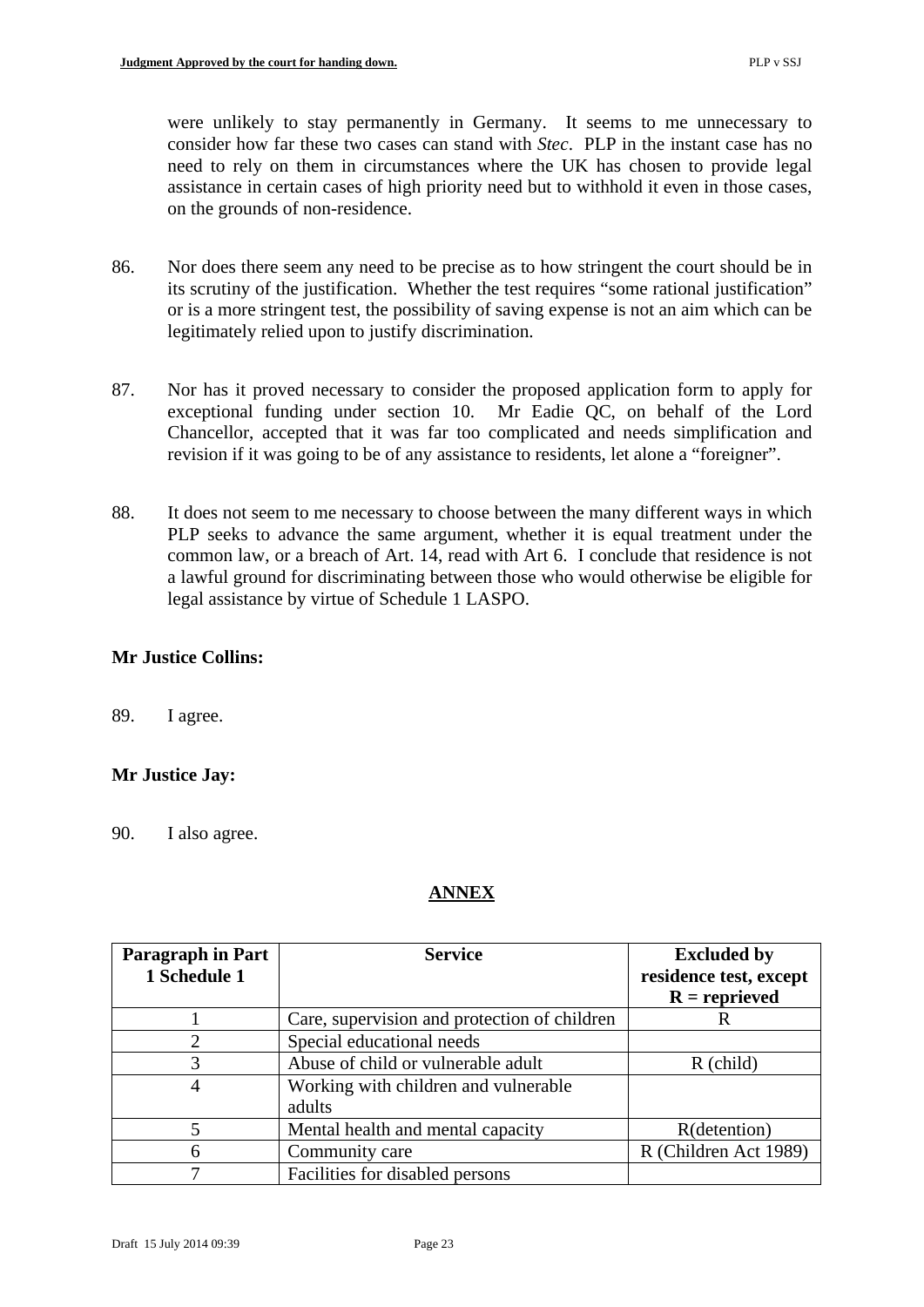were unlikely to stay permanently in Germany. It seems to me unnecessary to consider how far these two cases can stand with *Stec*. PLP in the instant case has no need to rely on them in circumstances where the UK has chosen to provide legal assistance in certain cases of high priority need but to withhold it even in those cases, on the grounds of non-residence.

86. Nor does there seem any need to be precise as to how stringent the court should be in its scrutiny of the justification. Whether the test requires "some rational justification" or is a more stringent test, the possibility of saving expense is not an aim which can be legitimately relied upon to justify discrimination.

87. Nor has it proved necessary to consider the proposed application form to apply for exceptional funding under section 10. Mr Eadie QC, on behalf of the Lord Chancellor, accepted that it was far too complicated and needs simplification and revision if it was going to be of any assistance to residents, let alone a "foreigner".

88. It does not seem to me necessary to choose between the many different ways in which PLP seeks to advance the same argument, whether it is equal treatment under the common law, or a breach of Art. 14, read with Art 6. I conclude that residence is not a lawful ground for discriminating between those who would otherwise be eligible for legal assistance by virtue of Schedule 1 LASPO.

**Mr Justice Collins:**

89. I agree.

**Mr Justice Jay:**

90. I also agree.

## ANNEX

| Paragraph in Part 1 Schedule 1 | Service | Excluded by residence test, except R = reprieved |
|---|---|---|
| 1 | Care, supervision and protection of children | R |
| 2 | Special educational needs | |
| 3 | Abuse of child or vulnerable adult | R (child) |
| 4 | Working with children and vulnerable adults | |
| 5 | Mental health and mental capacity | R(detention) |
| 6 | Community care | R (Children Act 1989) |
| 7 | Facilities for disabled persons | |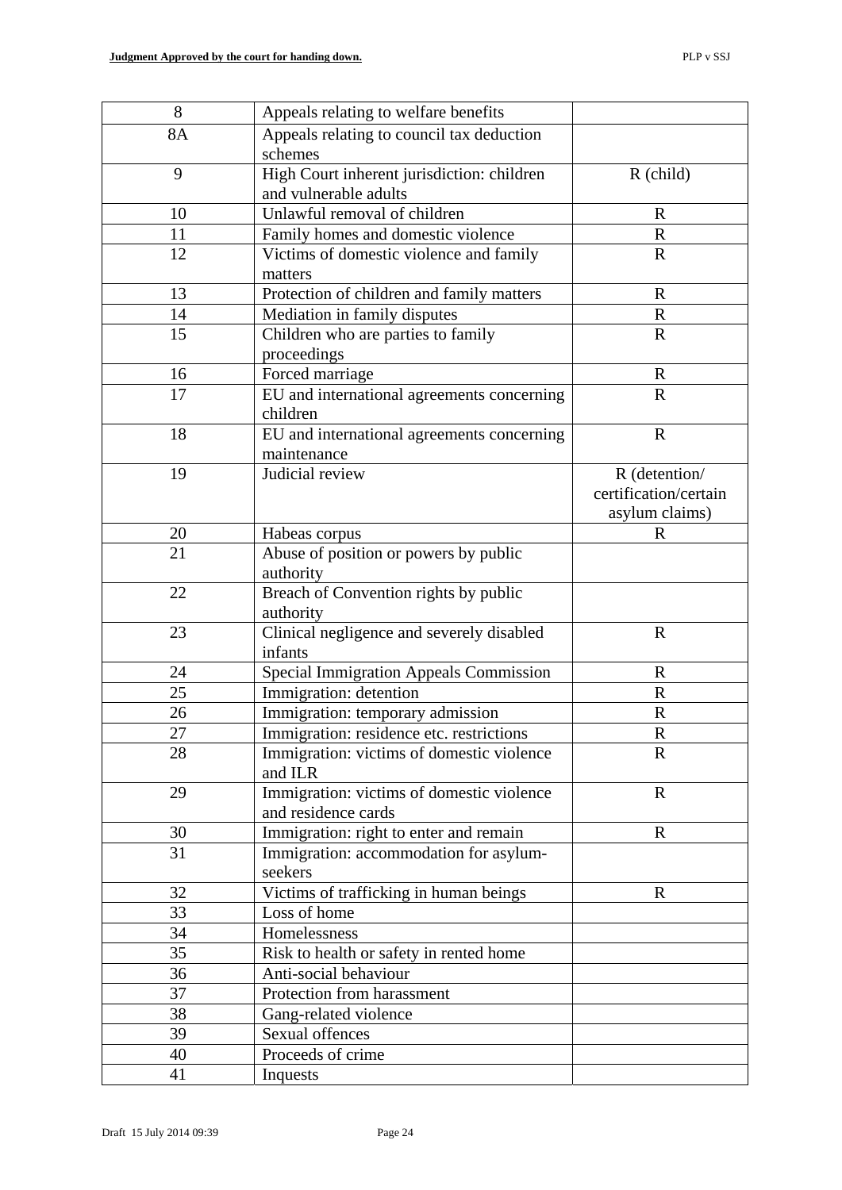| | | |
|---|---|---|
| 8 | Appeals relating to welfare benefits | |
| 8A | Appeals relating to council tax deduction schemes | |
| 9 | High Court inherent jurisdiction: children and vulnerable adults | R (child) |
| 10 | Unlawful removal of children | R |
| 11 | Family homes and domestic violence | R |
| 12 | Victims of domestic violence and family matters | R |
| 13 | Protection of children and family matters | R |
| 14 | Mediation in family disputes | R |
| 15 | Children who are parties to family proceedings | R |
| 16 | Forced marriage | R |
| 17 | EU and international agreements concerning children | R |
| 18 | EU and international agreements concerning maintenance | R |
| 19 | Judicial review | R (detention/ certification/certain asylum claims) |
| 20 | Habeas corpus | R |
| 21 | Abuse of position or powers by public authority | |
| 22 | Breach of Convention rights by public authority | |
| 23 | Clinical negligence and severely disabled infants | R |
| 24 | Special Immigration Appeals Commission | R |
| 25 | Immigration: detention | R |
| 26 | Immigration: temporary admission | R |
| 27 | Immigration: residence etc. restrictions | R |
| 28 | Immigration: victims of domestic violence and ILR | R |
| 29 | Immigration: victims of domestic violence and residence cards | R |
| 30 | Immigration: right to enter and remain | R |
| 31 | Immigration: accommodation for asylum-seekers | |
| 32 | Victims of trafficking in human beings | R |
| 33 | Loss of home | |
| 34 | Homelessness | |
| 35 | Risk to health or safety in rented home | |
| 36 | Anti-social behaviour | |
| 37 | Protection from harassment | |
| 38 | Gang-related violence | |
| 39 | Sexual offences | |
| 40 | Proceeds of crime | |
| 41 | Inquests | |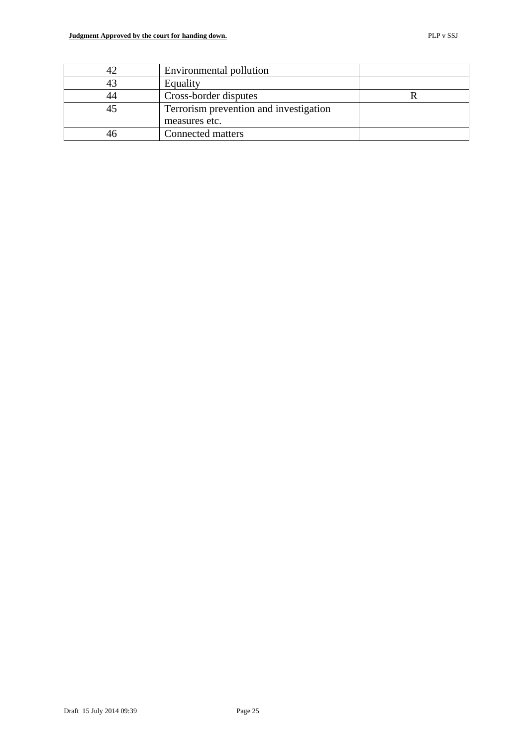| | | |
|---|---|---|
| 42 | Environmental pollution | |
| 43 | Equality | |
| 44 | Cross-border disputes | R |
| 45 | Terrorism prevention and investigation measures etc. | |
| 46 | Connected matters | |